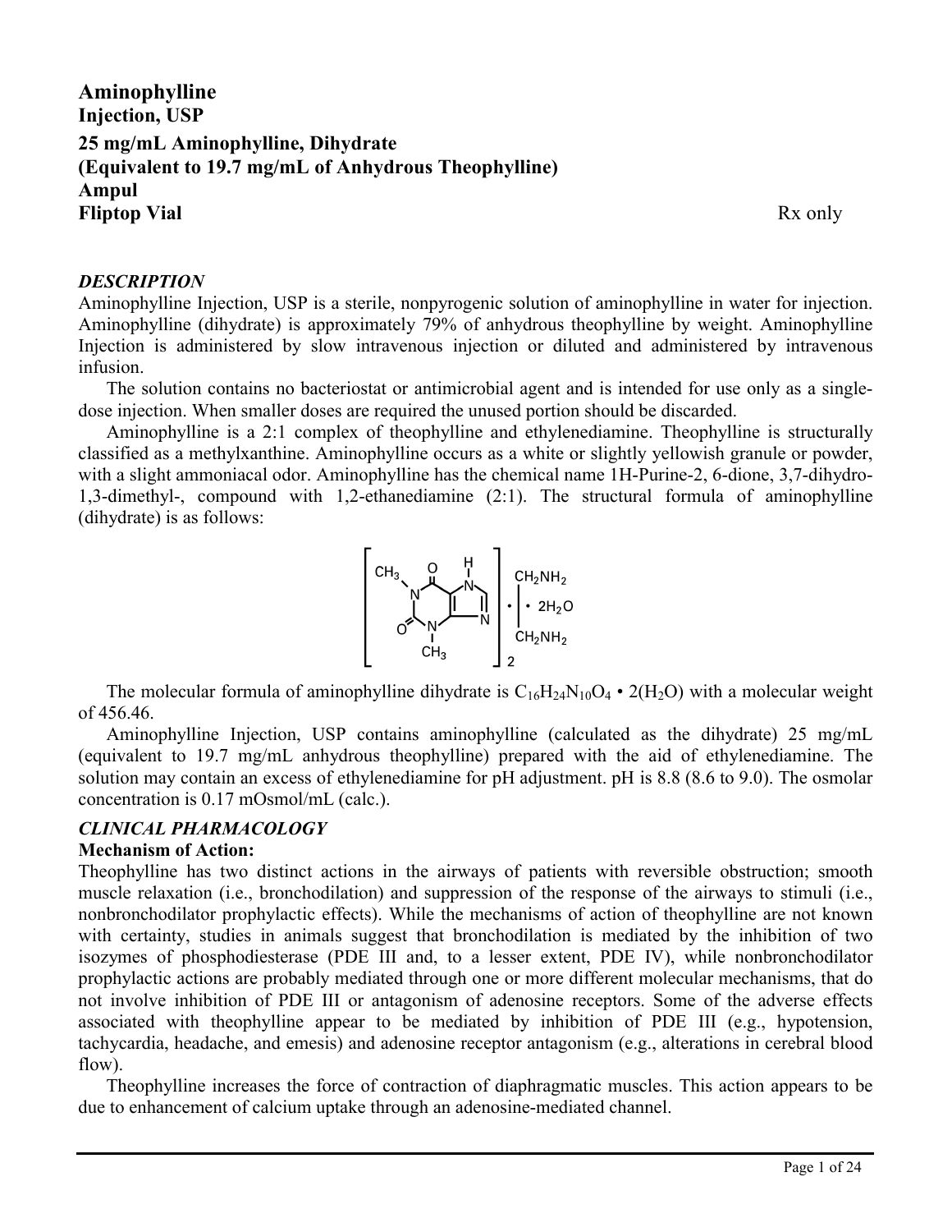# Aminophylline

**Injection, USP**

**25 mg/mL Aminophylline, Dihydrate**
**(Equivalent to 19.7 mg/mL of Anhydrous Theophylline)**
**Ampul**
**Fliptop Vial**

Rx only

## *DESCRIPTION*

Aminophylline Injection, USP is a sterile, nonpyrogenic solution of aminophylline in water for injection. Aminophylline (dihydrate) is approximately 79% of anhydrous theophylline by weight. Aminophylline Injection is administered by slow intravenous injection or diluted and administered by intravenous infusion.

The solution contains no bacteriostat or antimicrobial agent and is intended for use only as a single-dose injection. When smaller doses are required the unused portion should be discarded.

Aminophylline is a 2:1 complex of theophylline and ethylenediamine. Theophylline is structurally classified as a methylxanthine. Aminophylline occurs as a white or slightly yellowish granule or powder, with a slight ammoniacal odor. Aminophylline has the chemical name 1H-Purine-2, 6-dione, 3,7-dihydro-1,3-dimethyl-, compound with 1,2-ethanediamine (2:1). The structural formula of aminophylline (dihydrate) is as follows:

The molecular formula of aminophylline dihydrate is $C_{16}H_{24}N_{10}O_4 \cdot 2(H_2O)$ with a molecular weight of 456.46.

Aminophylline Injection, USP contains aminophylline (calculated as the dihydrate) 25 mg/mL (equivalent to 19.7 mg/mL anhydrous theophylline) prepared with the aid of ethylenediamine. The solution may contain an excess of ethylenediamine for pH adjustment. pH is 8.8 (8.6 to 9.0). The osmolar concentration is 0.17 mOsmol/mL (calc.).

## *CLINICAL PHARMACOLOGY*

### Mechanism of Action:

Theophylline has two distinct actions in the airways of patients with reversible obstruction; smooth muscle relaxation (i.e., bronchodilation) and suppression of the response of the airways to stimuli (i.e., nonbronchodilator prophylactic effects). While the mechanisms of action of theophylline are not known with certainty, studies in animals suggest that bronchodilation is mediated by the inhibition of two isozymes of phosphodiesterase (PDE III and, to a lesser extent, PDE IV), while nonbronchodilator prophylactic actions are probably mediated through one or more different molecular mechanisms, that do not involve inhibition of PDE III or antagonism of adenosine receptors. Some of the adverse effects associated with theophylline appear to be mediated by inhibition of PDE III (e.g., hypotension, tachycardia, headache, and emesis) and adenosine receptor antagonism (e.g., alterations in cerebral blood flow).

Theophylline increases the force of contraction of diaphragmatic muscles. This action appears to be due to enhancement of calcium uptake through an adenosine-mediated channel.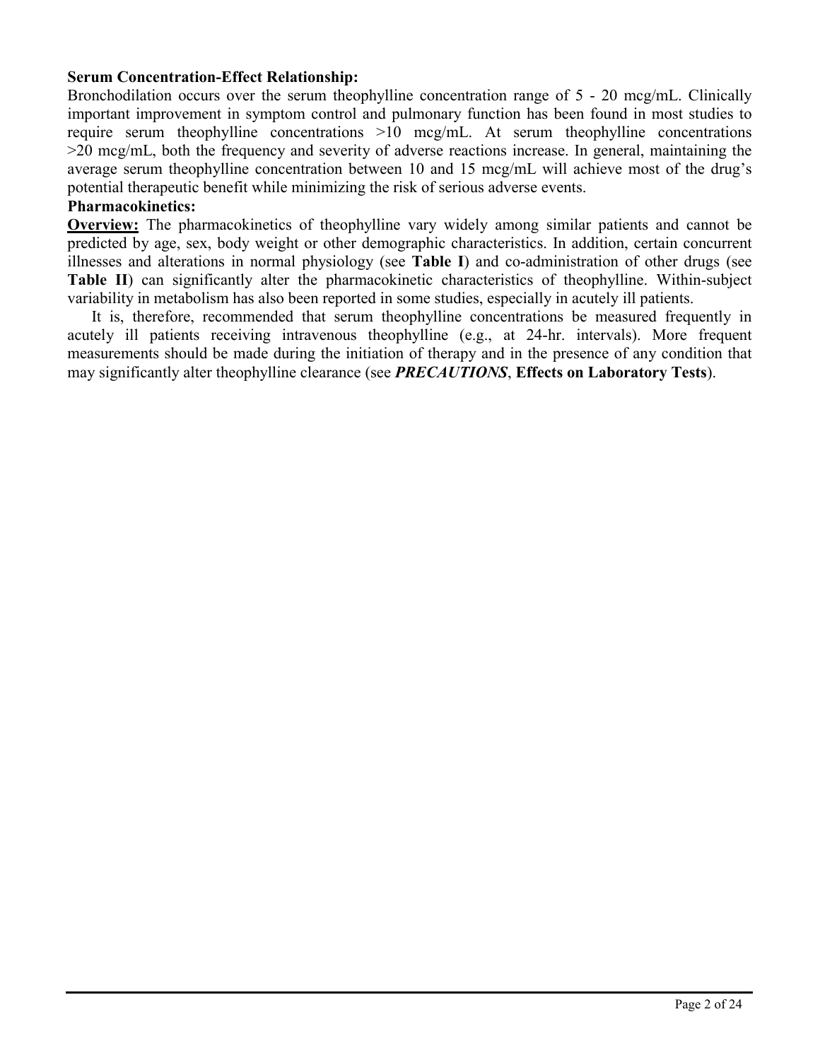**Serum Concentration-Effect Relationship:**

Bronchodilation occurs over the serum theophylline concentration range of 5 - 20 mcg/mL. Clinically important improvement in symptom control and pulmonary function has been found in most studies to require serum theophylline concentrations >10 mcg/mL. At serum theophylline concentrations >20 mcg/mL, both the frequency and severity of adverse reactions increase. In general, maintaining the average serum theophylline concentration between 10 and 15 mcg/mL will achieve most of the drug's potential therapeutic benefit while minimizing the risk of serious adverse events.

**Pharmacokinetics:**

**Overview:** The pharmacokinetics of theophylline vary widely among similar patients and cannot be predicted by age, sex, body weight or other demographic characteristics. In addition, certain concurrent illnesses and alterations in normal physiology (see **Table I**) and co-administration of other drugs (see **Table II**) can significantly alter the pharmacokinetic characteristics of theophylline. Within-subject variability in metabolism has also been reported in some studies, especially in acutely ill patients.

It is, therefore, recommended that serum theophylline concentrations be measured frequently in acutely ill patients receiving intravenous theophylline (e.g., at 24-hr. intervals). More frequent measurements should be made during the initiation of therapy and in the presence of any condition that may significantly alter theophylline clearance (see ***PRECAUTIONS***, **Effects on Laboratory Tests**).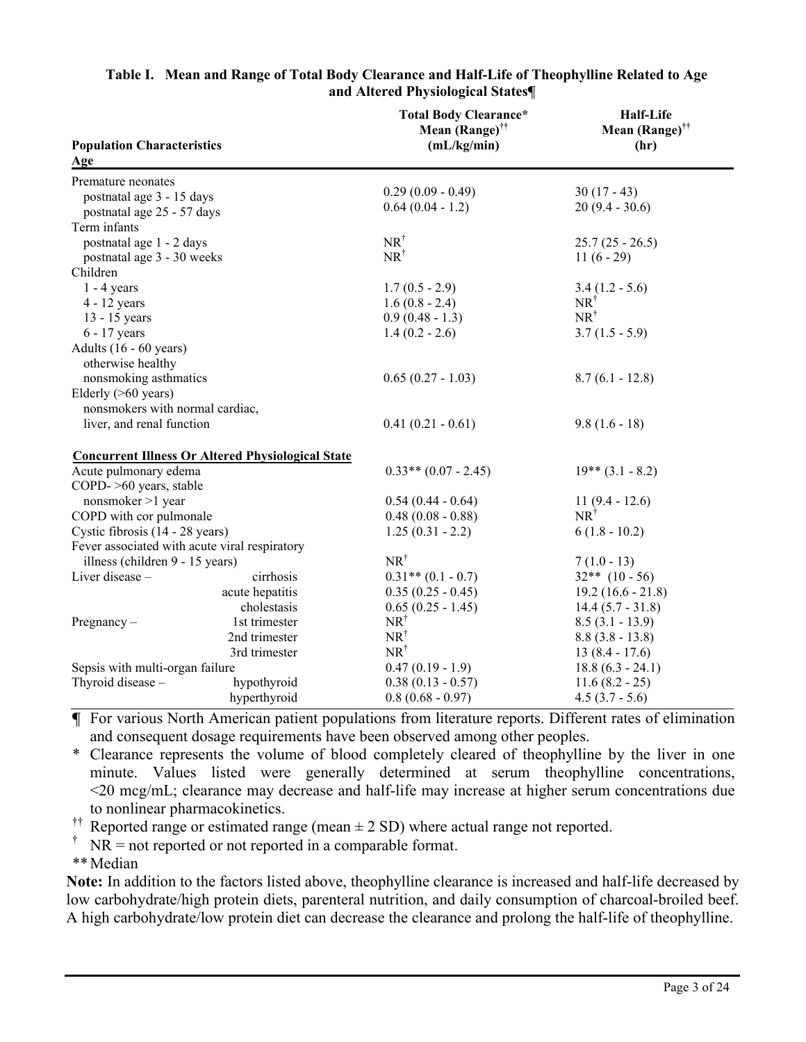**Table I. Mean and Range of Total Body Clearance and Half-Life of Theophylline Related to Age and Altered Physiological States¶**

| Population Characteristics<br>Age | Total Body Clearance*<br>Mean (Range)[††]<br>(mL/kg/min) | Half-Life<br>Mean (Range)[††]<br>(hr) |
|---|---|---|
| Premature neonates | | |
| postnatal age 3 - 15 days | 0.29 (0.09 - 0.49) | 30 (17 - 43) |
| postnatal age 25 - 57 days | 0.64 (0.04 - 1.2) | 20 (9.4 - 30.6) |
| Term infants | | |
| postnatal age 1 - 2 days | NR[†] | 25.7 (25 - 26.5) |
| postnatal age 3 - 30 weeks | NR[†] | 11 (6 - 29) |
| Children | | |
| 1 - 4 years | 1.7 (0.5 - 2.9) | 3.4 (1.2 - 5.6) |
| 4 - 12 years | 1.6 (0.8 - 2.4) | NR[†] |
| 13 - 15 years | 0.9 (0.48 - 1.3) | NR[†] |
| 6 - 17 years | 1.4 (0.2 - 2.6) | 3.7 (1.5 - 5.9) |
| Adults (16 - 60 years) | | |
| otherwise healthy nonsmoking asthmatics | 0.65 (0.27 - 1.03) | 8.7 (6.1 - 12.8) |
| Elderly (>60 years) | | |
| nonsmokers with normal cardiac, liver, and renal function | 0.41 (0.21 - 0.61) | 9.8 (1.6 - 18) |
| **Concurrent Illness Or Altered Physiological State** | | |
| Acute pulmonary edema | 0.33** (0.07 - 2.45) | 19** (3.1 - 8.2) |
| COPD- >60 years, stable nonsmoker >1 year | 0.54 (0.44 - 0.64) | 11 (9.4 - 12.6) |
| COPD with cor pulmonale | 0.48 (0.08 - 0.88) | NR[†] |
| Cystic fibrosis (14 - 28 years) | 1.25 (0.31 - 2.2) | 6 (1.8 - 10.2) |
| Fever associated with acute viral respiratory illness (children 9 - 15 years) | NR[†] | 7 (1.0 - 13) |
| Liver disease – cirrhosis | 0.31** (0.1 - 0.7) | 32** (10 - 56) |
| acute hepatitis | 0.35 (0.25 - 0.45) | 19.2 (16.6 - 21.8) |
| cholestasis | 0.65 (0.25 - 1.45) | 14.4 (5.7 - 31.8) |
| Pregnancy – 1st trimester | NR[†] | 8.5 (3.1 - 13.9) |
| 2nd trimester | NR[†] | 8.8 (3.8 - 13.8) |
| 3rd trimester | NR[†] | 13 (8.4 - 17.6) |
| Sepsis with multi-organ failure | 0.47 (0.19 - 1.9) | 18.8 (6.3 - 24.1) |
| Thyroid disease – hypothyroid | 0.38 (0.13 - 0.57) | 11.6 (8.2 - 25) |
| hyperthyroid | 0.8 (0.68 - 0.97) | 4.5 (3.7 - 5.6) |

¶ For various North American patient populations from literature reports. Different rates of elimination and consequent dosage requirements have been observed among other peoples.

\* Clearance represents the volume of blood completely cleared of theophylline by the liver in one minute. Values listed were generally determined at serum theophylline concentrations, <20 mcg/mL; clearance may decrease and half-life may increase at higher serum concentrations due to nonlinear pharmacokinetics.

[††] Reported range or estimated range (mean ± 2 SD) where actual range not reported.

[†] NR = not reported or not reported in a comparable format.

** Median

**Note:** In addition to the factors listed above, theophylline clearance is increased and half-life decreased by low carbohydrate/high protein diets, parenteral nutrition, and daily consumption of charcoal-broiled beef. A high carbohydrate/low protein diet can decrease the clearance and prolong the half-life of theophylline.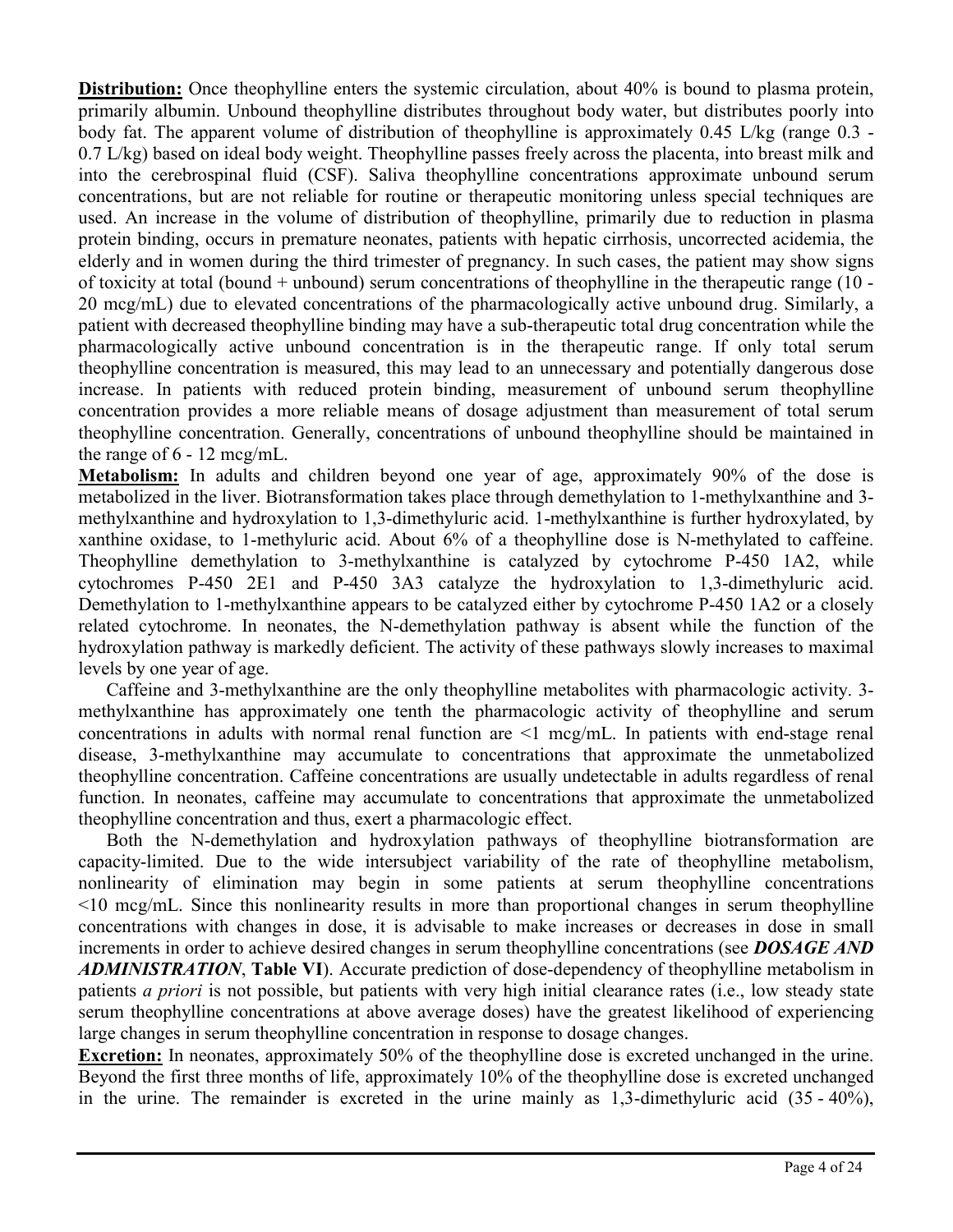**Distribution:** Once theophylline enters the systemic circulation, about 40% is bound to plasma protein, primarily albumin. Unbound theophylline distributes throughout body water, but distributes poorly into body fat. The apparent volume of distribution of theophylline is approximately 0.45 L/kg (range 0.3 - 0.7 L/kg) based on ideal body weight. Theophylline passes freely across the placenta, into breast milk and into the cerebrospinal fluid (CSF). Saliva theophylline concentrations approximate unbound serum concentrations, but are not reliable for routine or therapeutic monitoring unless special techniques are used. An increase in the volume of distribution of theophylline, primarily due to reduction in plasma protein binding, occurs in premature neonates, patients with hepatic cirrhosis, uncorrected acidemia, the elderly and in women during the third trimester of pregnancy. In such cases, the patient may show signs of toxicity at total (bound + unbound) serum concentrations of theophylline in the therapeutic range (10 - 20 mcg/mL) due to elevated concentrations of the pharmacologically active unbound drug. Similarly, a patient with decreased theophylline binding may have a sub-therapeutic total drug concentration while the pharmacologically active unbound concentration is in the therapeutic range. If only total serum theophylline concentration is measured, this may lead to an unnecessary and potentially dangerous dose increase. In patients with reduced protein binding, measurement of unbound serum theophylline concentration provides a more reliable means of dosage adjustment than measurement of total serum theophylline concentration. Generally, concentrations of unbound theophylline should be maintained in the range of 6 - 12 mcg/mL.

**Metabolism:** In adults and children beyond one year of age, approximately 90% of the dose is metabolized in the liver. Biotransformation takes place through demethylation to 1-methylxanthine and 3-methylxanthine and hydroxylation to 1,3-dimethyluric acid. 1-methylxanthine is further hydroxylated, by xanthine oxidase, to 1-methyluric acid. About 6% of a theophylline dose is N-methylated to caffeine. Theophylline demethylation to 3-methylxanthine is catalyzed by cytochrome P-450 1A2, while cytochromes P-450 2E1 and P-450 3A3 catalyze the hydroxylation to 1,3-dimethyluric acid. Demethylation to 1-methylxanthine appears to be catalyzed either by cytochrome P-450 1A2 or a closely related cytochrome. In neonates, the N-demethylation pathway is absent while the function of the hydroxylation pathway is markedly deficient. The activity of these pathways slowly increases to maximal levels by one year of age.

Caffeine and 3-methylxanthine are the only theophylline metabolites with pharmacologic activity. 3-methylxanthine has approximately one tenth the pharmacologic activity of theophylline and serum concentrations in adults with normal renal function are <1 mcg/mL. In patients with end-stage renal disease, 3-methylxanthine may accumulate to concentrations that approximate the unmetabolized theophylline concentration. Caffeine concentrations are usually undetectable in adults regardless of renal function. In neonates, caffeine may accumulate to concentrations that approximate the unmetabolized theophylline concentration and thus, exert a pharmacologic effect.

Both the N-demethylation and hydroxylation pathways of theophylline biotransformation are capacity-limited. Due to the wide intersubject variability of the rate of theophylline metabolism, nonlinearity of elimination may begin in some patients at serum theophylline concentrations <10 mcg/mL. Since this nonlinearity results in more than proportional changes in serum theophylline concentrations with changes in dose, it is advisable to make increases or decreases in dose in small increments in order to achieve desired changes in serum theophylline concentrations (see ***DOSAGE AND ADMINISTRATION***, **Table VI**). Accurate prediction of dose-dependency of theophylline metabolism in patients *a priori* is not possible, but patients with very high initial clearance rates (i.e., low steady state serum theophylline concentrations at above average doses) have the greatest likelihood of experiencing large changes in serum theophylline concentration in response to dosage changes.

**Excretion:** In neonates, approximately 50% of the theophylline dose is excreted unchanged in the urine. Beyond the first three months of life, approximately 10% of the theophylline dose is excreted unchanged in the urine. The remainder is excreted in the urine mainly as 1,3-dimethyluric acid (35 - 40%),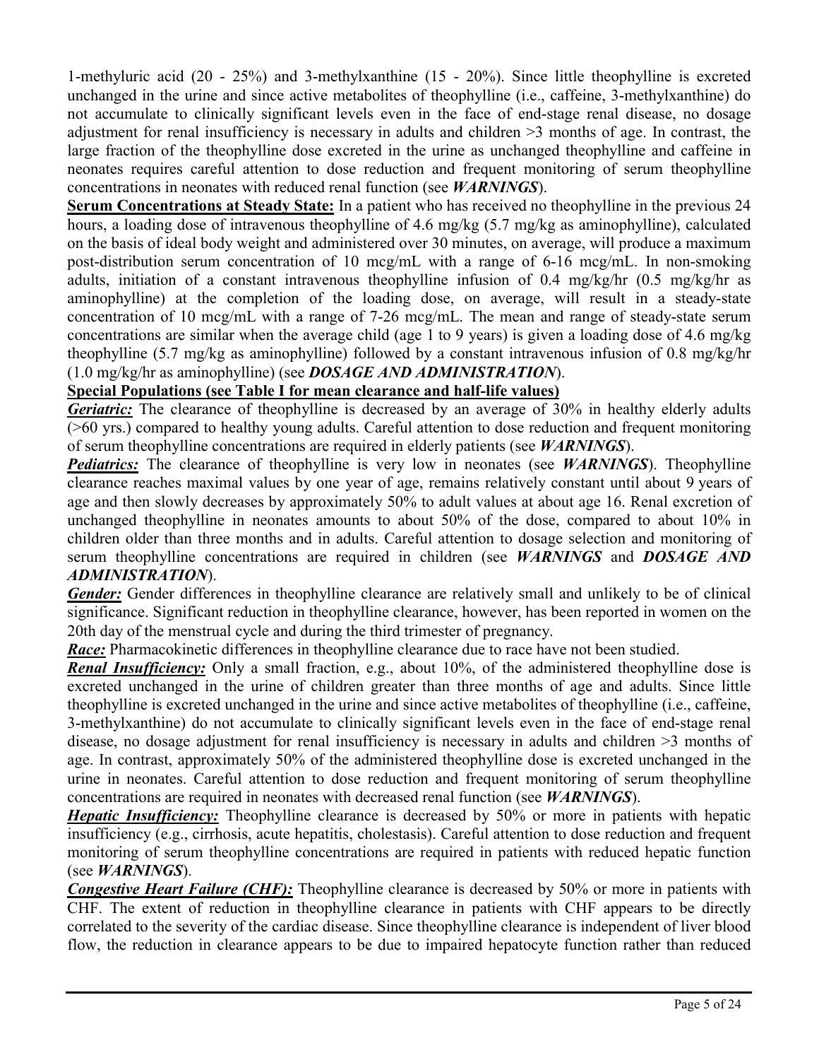1-methyluric acid (20 - 25%) and 3-methylxanthine (15 - 20%). Since little theophylline is excreted unchanged in the urine and since active metabolites of theophylline (i.e., caffeine, 3-methylxanthine) do not accumulate to clinically significant levels even in the face of end-stage renal disease, no dosage adjustment for renal insufficiency is necessary in adults and children >3 months of age. In contrast, the large fraction of the theophylline dose excreted in the urine as unchanged theophylline and caffeine in neonates requires careful attention to dose reduction and frequent monitoring of serum theophylline concentrations in neonates with reduced renal function (see ***WARNINGS***).

**Serum Concentrations at Steady State:** In a patient who has received no theophylline in the previous 24 hours, a loading dose of intravenous theophylline of 4.6 mg/kg (5.7 mg/kg as aminophylline), calculated on the basis of ideal body weight and administered over 30 minutes, on average, will produce a maximum post-distribution serum concentration of 10 mcg/mL with a range of 6-16 mcg/mL. In non-smoking adults, initiation of a constant intravenous theophylline infusion of 0.4 mg/kg/hr (0.5 mg/kg/hr as aminophylline) at the completion of the loading dose, on average, will result in a steady-state concentration of 10 mcg/mL with a range of 7-26 mcg/mL. The mean and range of steady-state serum concentrations are similar when the average child (age 1 to 9 years) is given a loading dose of 4.6 mg/kg theophylline (5.7 mg/kg as aminophylline) followed by a constant intravenous infusion of 0.8 mg/kg/hr (1.0 mg/kg/hr as aminophylline) (see ***DOSAGE AND ADMINISTRATION***).

**Special Populations (see Table I for mean clearance and half-life values)**

***Geriatric:*** The clearance of theophylline is decreased by an average of 30% in healthy elderly adults (>60 yrs.) compared to healthy young adults. Careful attention to dose reduction and frequent monitoring of serum theophylline concentrations are required in elderly patients (see ***WARNINGS***).

***Pediatrics:*** The clearance of theophylline is very low in neonates (see ***WARNINGS***). Theophylline clearance reaches maximal values by one year of age, remains relatively constant until about 9 years of age and then slowly decreases by approximately 50% to adult values at about age 16. Renal excretion of unchanged theophylline in neonates amounts to about 50% of the dose, compared to about 10% in children older than three months and in adults. Careful attention to dosage selection and monitoring of serum theophylline concentrations are required in children (see ***WARNINGS*** and ***DOSAGE AND ADMINISTRATION***).

***Gender:*** Gender differences in theophylline clearance are relatively small and unlikely to be of clinical significance. Significant reduction in theophylline clearance, however, has been reported in women on the 20th day of the menstrual cycle and during the third trimester of pregnancy.

***Race:*** Pharmacokinetic differences in theophylline clearance due to race have not been studied.

***Renal Insufficiency:*** Only a small fraction, e.g., about 10%, of the administered theophylline dose is excreted unchanged in the urine of children greater than three months of age and adults. Since little theophylline is excreted unchanged in the urine and since active metabolites of theophylline (i.e., caffeine, 3-methylxanthine) do not accumulate to clinically significant levels even in the face of end-stage renal disease, no dosage adjustment for renal insufficiency is necessary in adults and children >3 months of age. In contrast, approximately 50% of the administered theophylline dose is excreted unchanged in the urine in neonates. Careful attention to dose reduction and frequent monitoring of serum theophylline concentrations are required in neonates with decreased renal function (see ***WARNINGS***).

***Hepatic Insufficiency:*** Theophylline clearance is decreased by 50% or more in patients with hepatic insufficiency (e.g., cirrhosis, acute hepatitis, cholestasis). Careful attention to dose reduction and frequent monitoring of serum theophylline concentrations are required in patients with reduced hepatic function (see ***WARNINGS***).

***Congestive Heart Failure (CHF):*** Theophylline clearance is decreased by 50% or more in patients with CHF. The extent of reduction in theophylline clearance in patients with CHF appears to be directly correlated to the severity of the cardiac disease. Since theophylline clearance is independent of liver blood flow, the reduction in clearance appears to be due to impaired hepatocyte function rather than reduced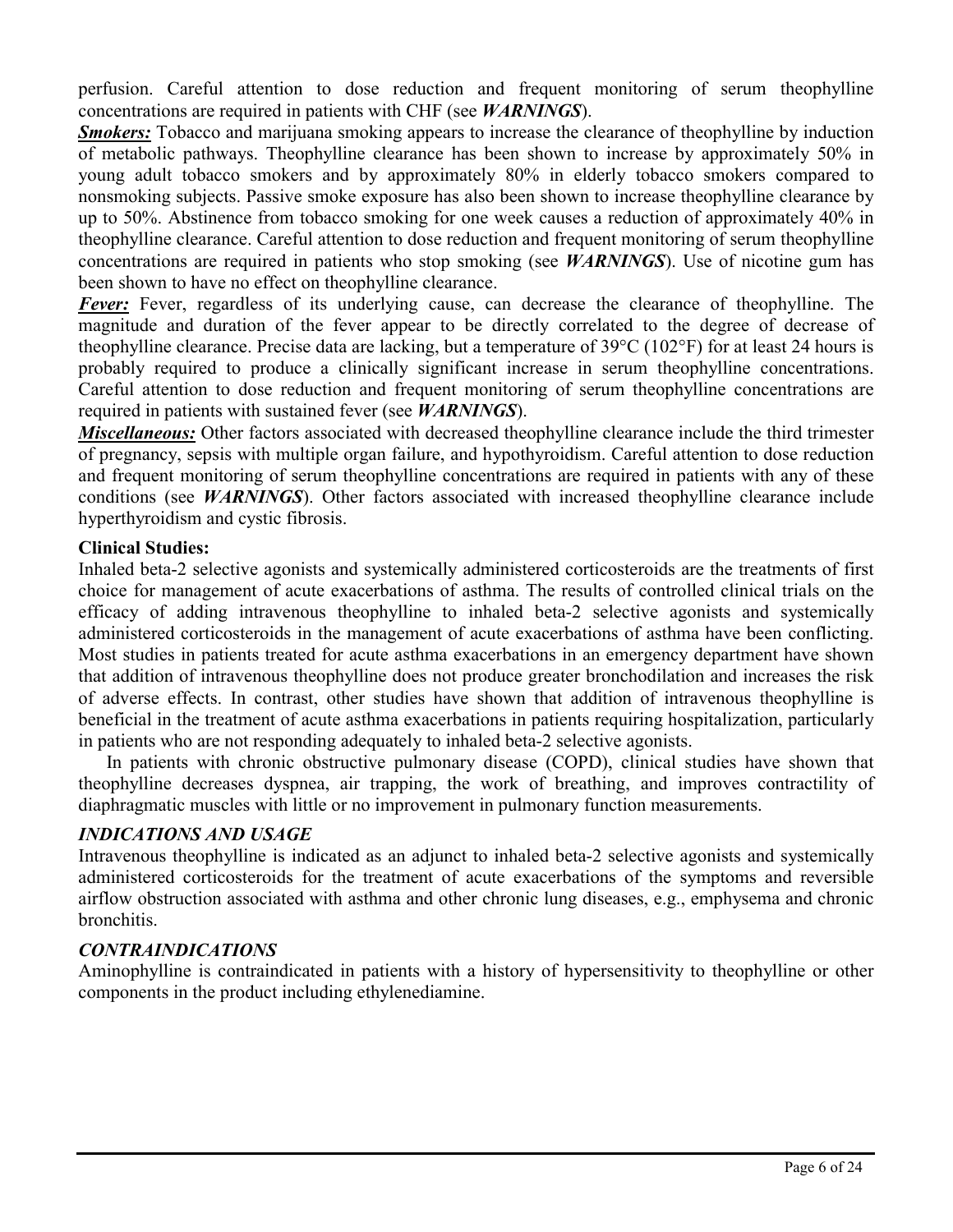perfusion. Careful attention to dose reduction and frequent monitoring of serum theophylline concentrations are required in patients with CHF (see ***WARNINGS***).

***Smokers:*** Tobacco and marijuana smoking appears to increase the clearance of theophylline by induction of metabolic pathways. Theophylline clearance has been shown to increase by approximately 50% in young adult tobacco smokers and by approximately 80% in elderly tobacco smokers compared to nonsmoking subjects. Passive smoke exposure has also been shown to increase theophylline clearance by up to 50%. Abstinence from tobacco smoking for one week causes a reduction of approximately 40% in theophylline clearance. Careful attention to dose reduction and frequent monitoring of serum theophylline concentrations are required in patients who stop smoking (see ***WARNINGS***). Use of nicotine gum has been shown to have no effect on theophylline clearance.

***Fever:*** Fever, regardless of its underlying cause, can decrease the clearance of theophylline. The magnitude and duration of the fever appear to be directly correlated to the degree of decrease of theophylline clearance. Precise data are lacking, but a temperature of 39°C (102°F) for at least 24 hours is probably required to produce a clinically significant increase in serum theophylline concentrations. Careful attention to dose reduction and frequent monitoring of serum theophylline concentrations are required in patients with sustained fever (see ***WARNINGS***).

***Miscellaneous:*** Other factors associated with decreased theophylline clearance include the third trimester of pregnancy, sepsis with multiple organ failure, and hypothyroidism. Careful attention to dose reduction and frequent monitoring of serum theophylline concentrations are required in patients with any of these conditions (see ***WARNINGS***). Other factors associated with increased theophylline clearance include hyperthyroidism and cystic fibrosis.

**Clinical Studies:**

Inhaled beta-2 selective agonists and systemically administered corticosteroids are the treatments of first choice for management of acute exacerbations of asthma. The results of controlled clinical trials on the efficacy of adding intravenous theophylline to inhaled beta-2 selective agonists and systemically administered corticosteroids in the management of acute exacerbations of asthma have been conflicting. Most studies in patients treated for acute asthma exacerbations in an emergency department have shown that addition of intravenous theophylline does not produce greater bronchodilation and increases the risk of adverse effects. In contrast, other studies have shown that addition of intravenous theophylline is beneficial in the treatment of acute asthma exacerbations in patients requiring hospitalization, particularly in patients who are not responding adequately to inhaled beta-2 selective agonists.

In patients with chronic obstructive pulmonary disease (COPD), clinical studies have shown that theophylline decreases dyspnea, air trapping, the work of breathing, and improves contractility of diaphragmatic muscles with little or no improvement in pulmonary function measurements.

## *INDICATIONS AND USAGE*

Intravenous theophylline is indicated as an adjunct to inhaled beta-2 selective agonists and systemically administered corticosteroids for the treatment of acute exacerbations of the symptoms and reversible airflow obstruction associated with asthma and other chronic lung diseases, e.g., emphysema and chronic bronchitis.

## *CONTRAINDICATIONS*

Aminophylline is contraindicated in patients with a history of hypersensitivity to theophylline or other components in the product including ethylenediamine.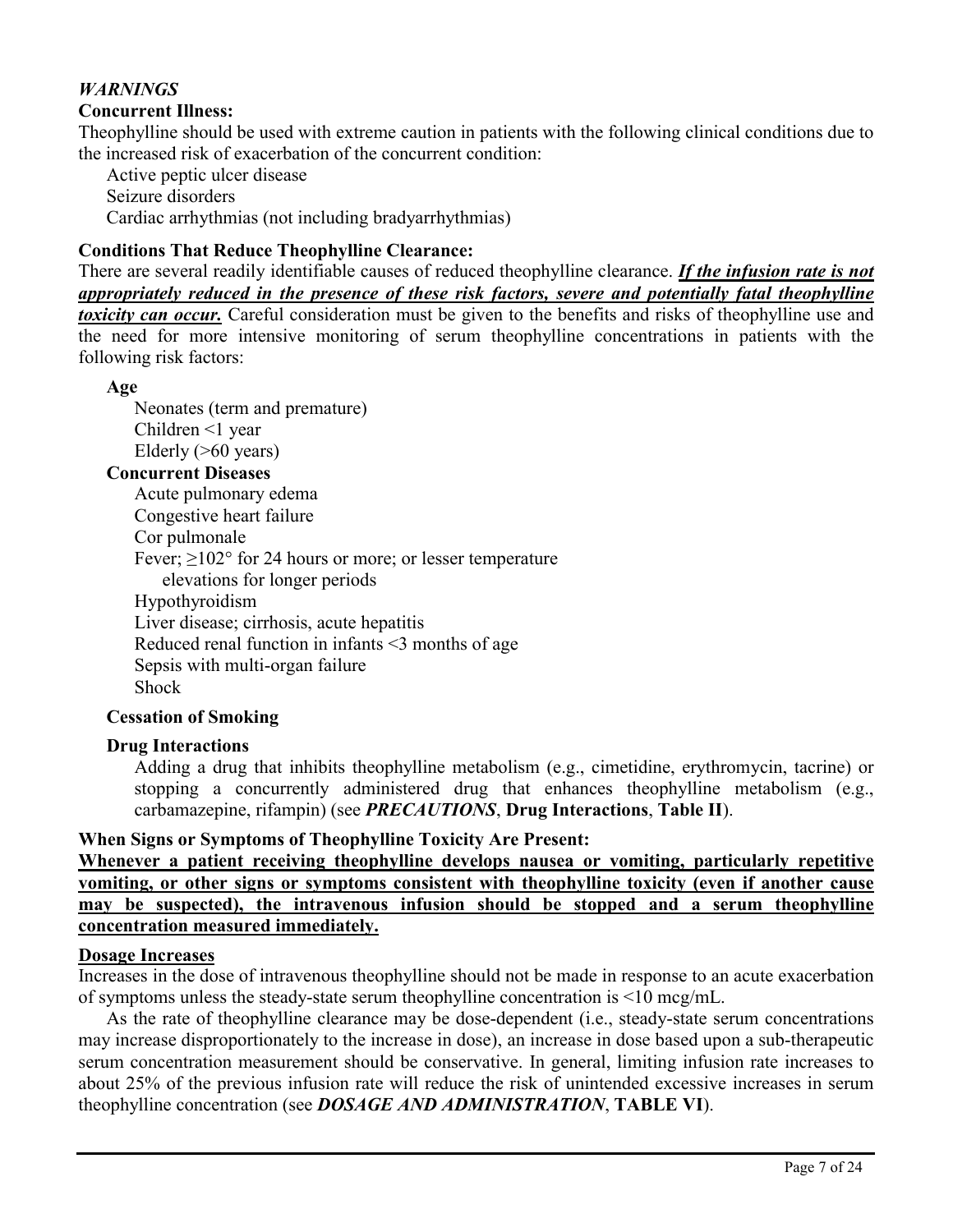## *WARNINGS*

**Concurrent Illness:**

Theophylline should be used with extreme caution in patients with the following clinical conditions due to the increased risk of exacerbation of the concurrent condition:

- Active peptic ulcer disease
- Seizure disorders
- Cardiac arrhythmias (not including bradyarrhythmias)

**Conditions That Reduce Theophylline Clearance:**

There are several readily identifiable causes of reduced theophylline clearance. ***If the infusion rate is not appropriately reduced in the presence of these risk factors, severe and potentially fatal theophylline toxicity can occur.*** Careful consideration must be given to the benefits and risks of theophylline use and the need for more intensive monitoring of serum theophylline concentrations in patients with the following risk factors:

**Age**

- Neonates (term and premature)
- Children <1 year
- Elderly (>60 years)

**Concurrent Diseases**

- Acute pulmonary edema
- Congestive heart failure
- Cor pulmonale
- Fever; ≥102° for 24 hours or more; or lesser temperature elevations for longer periods
- Hypothyroidism
- Liver disease; cirrhosis, acute hepatitis
- Reduced renal function in infants <3 months of age
- Sepsis with multi-organ failure
- Shock

**Cessation of Smoking**

**Drug Interactions**

Adding a drug that inhibits theophylline metabolism (e.g., cimetidine, erythromycin, tacrine) or stopping a concurrently administered drug that enhances theophylline metabolism (e.g., carbamazepine, rifampin) (see ***PRECAUTIONS***, **Drug Interactions**, **Table II**).

**When Signs or Symptoms of Theophylline Toxicity Are Present:**

**Whenever a patient receiving theophylline develops nausea or vomiting, particularly repetitive vomiting, or other signs or symptoms consistent with theophylline toxicity (even if another cause may be suspected), the intravenous infusion should be stopped and a serum theophylline concentration measured immediately.**

**Dosage Increases**

Increases in the dose of intravenous theophylline should not be made in response to an acute exacerbation of symptoms unless the steady-state serum theophylline concentration is <10 mcg/mL.

As the rate of theophylline clearance may be dose-dependent (i.e., steady-state serum concentrations may increase disproportionately to the increase in dose), an increase in dose based upon a sub-therapeutic serum concentration measurement should be conservative. In general, limiting infusion rate increases to about 25% of the previous infusion rate will reduce the risk of unintended excessive increases in serum theophylline concentration (see ***DOSAGE AND ADMINISTRATION***, **TABLE VI**).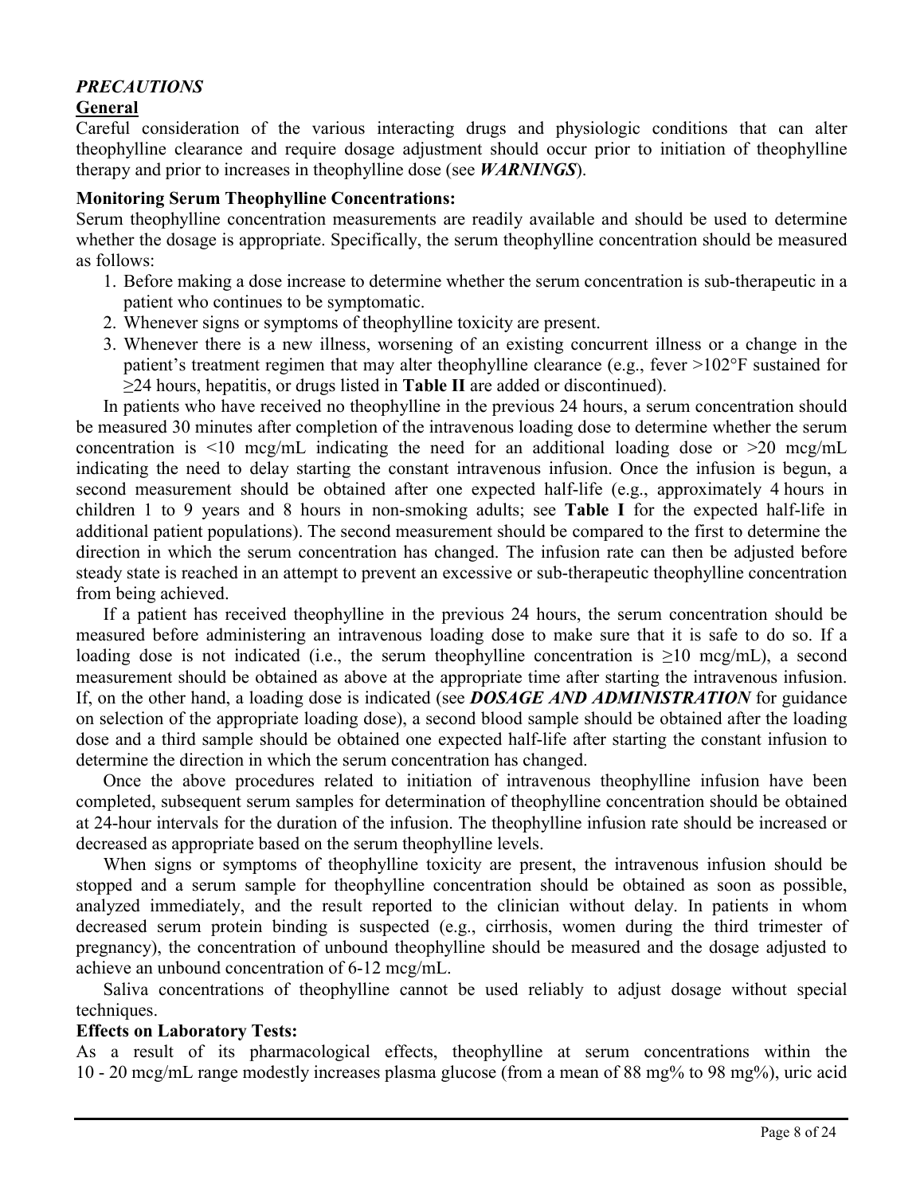## *PRECAUTIONS*

### General

Careful consideration of the various interacting drugs and physiologic conditions that can alter theophylline clearance and require dosage adjustment should occur prior to initiation of theophylline therapy and prior to increases in theophylline dose (see ***WARNINGS***).

**Monitoring Serum Theophylline Concentrations:**

Serum theophylline concentration measurements are readily available and should be used to determine whether the dosage is appropriate. Specifically, the serum theophylline concentration should be measured as follows:

1. Before making a dose increase to determine whether the serum concentration is sub-therapeutic in a patient who continues to be symptomatic.
2. Whenever signs or symptoms of theophylline toxicity are present.
3. Whenever there is a new illness, worsening of an existing concurrent illness or a change in the patient's treatment regimen that may alter theophylline clearance (e.g., fever >102°F sustained for ≥24 hours, hepatitis, or drugs listed in **Table II** are added or discontinued).

In patients who have received no theophylline in the previous 24 hours, a serum concentration should be measured 30 minutes after completion of the intravenous loading dose to determine whether the serum concentration is <10 mcg/mL indicating the need for an additional loading dose or >20 mcg/mL indicating the need to delay starting the constant intravenous infusion. Once the infusion is begun, a second measurement should be obtained after one expected half-life (e.g., approximately 4 hours in children 1 to 9 years and 8 hours in non-smoking adults; see **Table I** for the expected half-life in additional patient populations). The second measurement should be compared to the first to determine the direction in which the serum concentration has changed. The infusion rate can then be adjusted before steady state is reached in an attempt to prevent an excessive or sub-therapeutic theophylline concentration from being achieved.

If a patient has received theophylline in the previous 24 hours, the serum concentration should be measured before administering an intravenous loading dose to make sure that it is safe to do so. If a loading dose is not indicated (i.e., the serum theophylline concentration is ≥10 mcg/mL), a second measurement should be obtained as above at the appropriate time after starting the intravenous infusion. If, on the other hand, a loading dose is indicated (see ***DOSAGE AND ADMINISTRATION*** for guidance on selection of the appropriate loading dose), a second blood sample should be obtained after the loading dose and a third sample should be obtained one expected half-life after starting the constant infusion to determine the direction in which the serum concentration has changed.

Once the above procedures related to initiation of intravenous theophylline infusion have been completed, subsequent serum samples for determination of theophylline concentration should be obtained at 24-hour intervals for the duration of the infusion. The theophylline infusion rate should be increased or decreased as appropriate based on the serum theophylline levels.

When signs or symptoms of theophylline toxicity are present, the intravenous infusion should be stopped and a serum sample for theophylline concentration should be obtained as soon as possible, analyzed immediately, and the result reported to the clinician without delay. In patients in whom decreased serum protein binding is suspected (e.g., cirrhosis, women during the third trimester of pregnancy), the concentration of unbound theophylline should be measured and the dosage adjusted to achieve an unbound concentration of 6-12 mcg/mL.

Saliva concentrations of theophylline cannot be used reliably to adjust dosage without special techniques.

**Effects on Laboratory Tests:**

As a result of its pharmacological effects, theophylline at serum concentrations within the 10 - 20 mcg/mL range modestly increases plasma glucose (from a mean of 88 mg% to 98 mg%), uric acid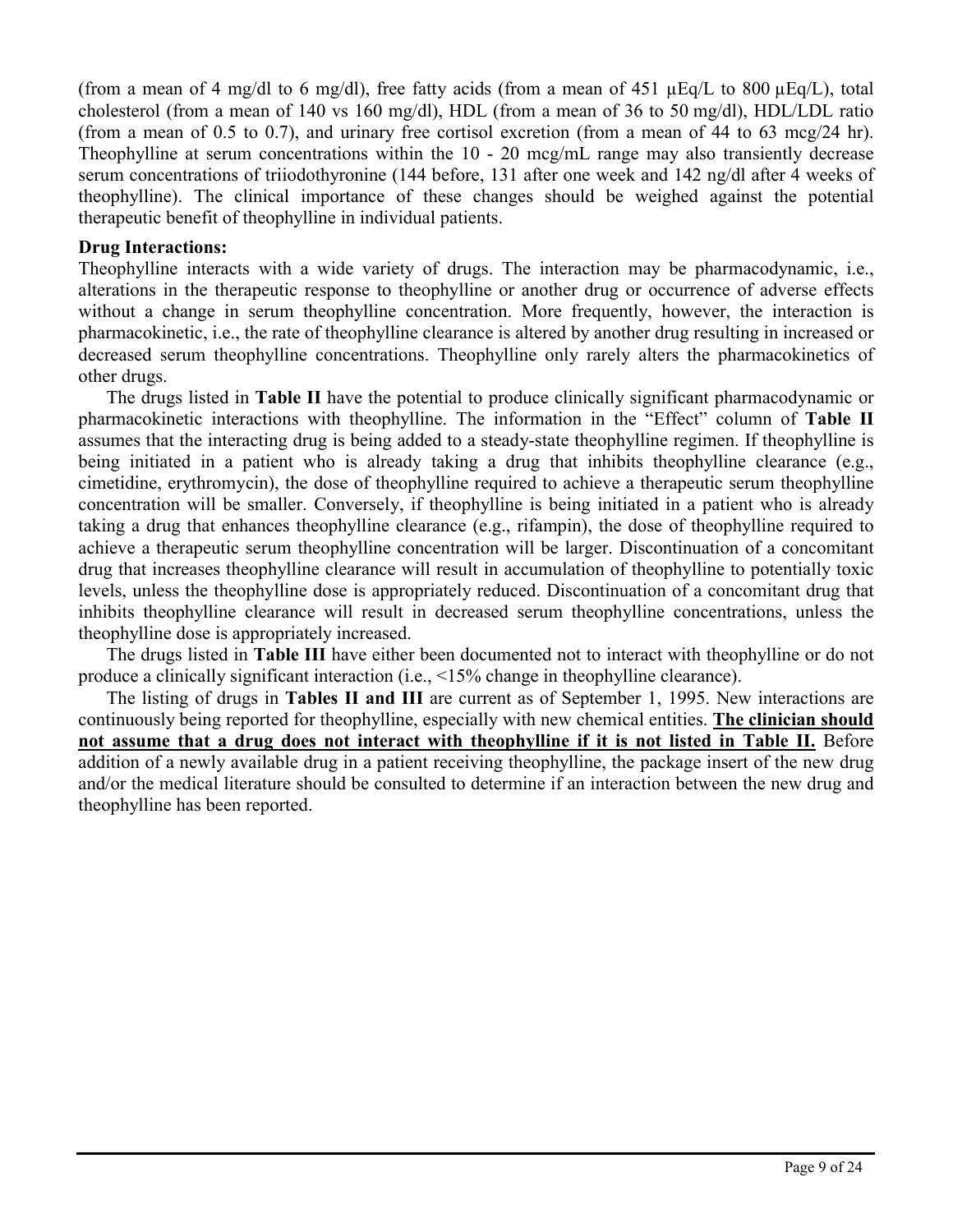(from a mean of 4 mg/dl to 6 mg/dl), free fatty acids (from a mean of 451 μEq/L to 800 μEq/L), total cholesterol (from a mean of 140 vs 160 mg/dl), HDL (from a mean of 36 to 50 mg/dl), HDL/LDL ratio (from a mean of 0.5 to 0.7), and urinary free cortisol excretion (from a mean of 44 to 63 mcg/24 hr). Theophylline at serum concentrations within the 10 - 20 mcg/mL range may also transiently decrease serum concentrations of triiodothyronine (144 before, 131 after one week and 142 ng/dl after 4 weeks of theophylline). The clinical importance of these changes should be weighed against the potential therapeutic benefit of theophylline in individual patients.

**Drug Interactions:**

Theophylline interacts with a wide variety of drugs. The interaction may be pharmacodynamic, i.e., alterations in the therapeutic response to theophylline or another drug or occurrence of adverse effects without a change in serum theophylline concentration. More frequently, however, the interaction is pharmacokinetic, i.e., the rate of theophylline clearance is altered by another drug resulting in increased or decreased serum theophylline concentrations. Theophylline only rarely alters the pharmacokinetics of other drugs.

The drugs listed in **Table II** have the potential to produce clinically significant pharmacodynamic or pharmacokinetic interactions with theophylline. The information in the "Effect" column of **Table II** assumes that the interacting drug is being added to a steady-state theophylline regimen. If theophylline is being initiated in a patient who is already taking a drug that inhibits theophylline clearance (e.g., cimetidine, erythromycin), the dose of theophylline required to achieve a therapeutic serum theophylline concentration will be smaller. Conversely, if theophylline is being initiated in a patient who is already taking a drug that enhances theophylline clearance (e.g., rifampin), the dose of theophylline required to achieve a therapeutic serum theophylline concentration will be larger. Discontinuation of a concomitant drug that increases theophylline clearance will result in accumulation of theophylline to potentially toxic levels, unless the theophylline dose is appropriately reduced. Discontinuation of a concomitant drug that inhibits theophylline clearance will result in decreased serum theophylline concentrations, unless the theophylline dose is appropriately increased.

The drugs listed in **Table III** have either been documented not to interact with theophylline or do not produce a clinically significant interaction (i.e., <15% change in theophylline clearance).

The listing of drugs in **Tables II and III** are current as of September 1, 1995. New interactions are continuously being reported for theophylline, especially with new chemical entities. **The clinician should not assume that a drug does not interact with theophylline if it is not listed in Table II.** Before addition of a newly available drug in a patient receiving theophylline, the package insert of the new drug and/or the medical literature should be consulted to determine if an interaction between the new drug and theophylline has been reported.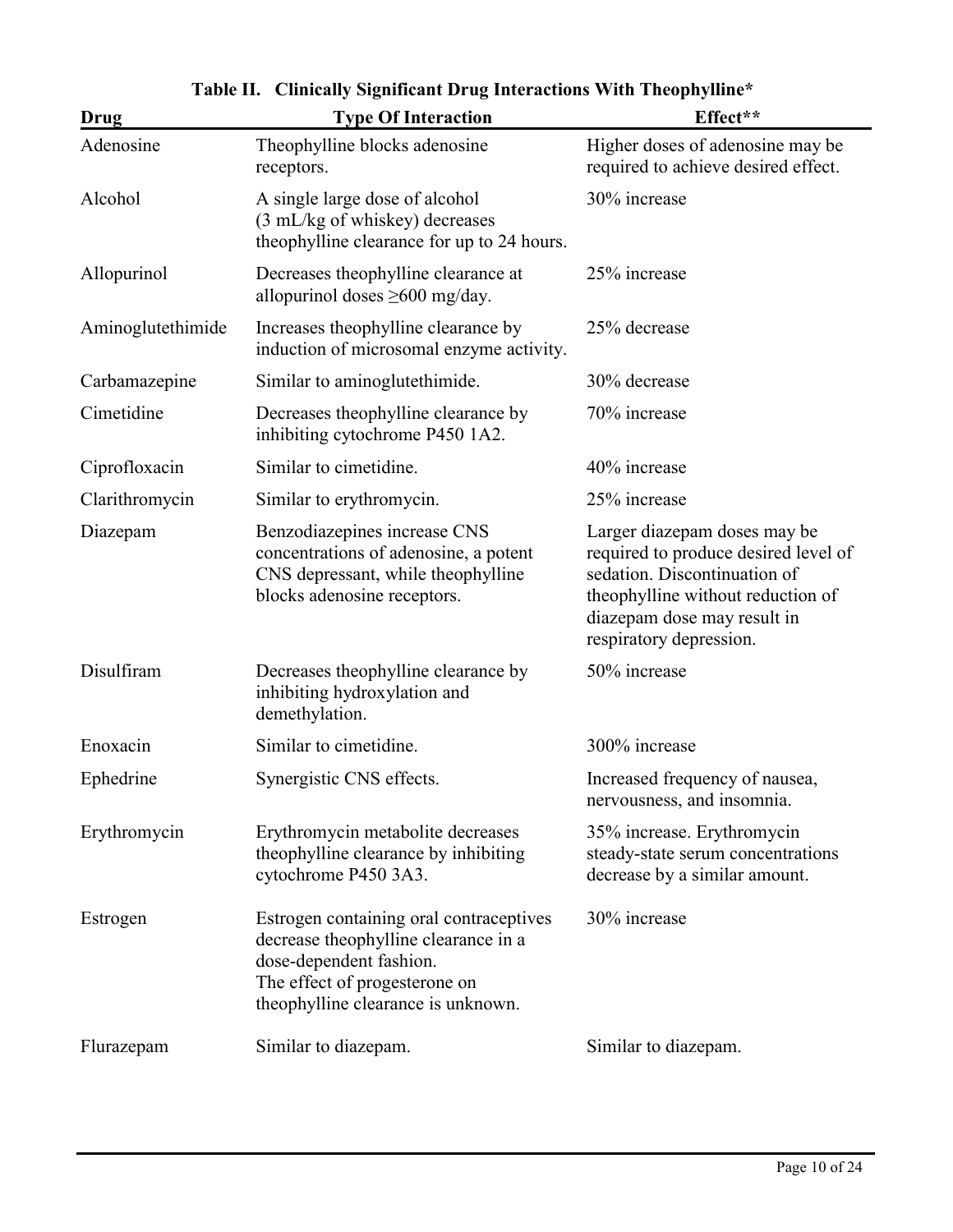**Table II. Clinically Significant Drug Interactions With Theophylline***

| Drug | Type Of Interaction | Effect** |
|---|---|---|
| Adenosine | Theophylline blocks adenosine receptors. | Higher doses of adenosine may be required to achieve desired effect. |
| Alcohol | A single large dose of alcohol (3 mL/kg of whiskey) decreases theophylline clearance for up to 24 hours. | 30% increase |
| Allopurinol | Decreases theophylline clearance at allopurinol doses ≥600 mg/day. | 25% increase |
| Aminoglutethimide | Increases theophylline clearance by induction of microsomal enzyme activity. | 25% decrease |
| Carbamazepine | Similar to aminoglutethimide. | 30% decrease |
| Cimetidine | Decreases theophylline clearance by inhibiting cytochrome P450 1A2. | 70% increase |
| Ciprofloxacin | Similar to cimetidine. | 40% increase |
| Clarithromycin | Similar to erythromycin. | 25% increase |
| Diazepam | Benzodiazepines increase CNS concentrations of adenosine, a potent CNS depressant, while theophylline blocks adenosine receptors. | Larger diazepam doses may be required to produce desired level of sedation. Discontinuation of theophylline without reduction of diazepam dose may result in respiratory depression. |
| Disulfiram | Decreases theophylline clearance by inhibiting hydroxylation and demethylation. | 50% increase |
| Enoxacin | Similar to cimetidine. | 300% increase |
| Ephedrine | Synergistic CNS effects. | Increased frequency of nausea, nervousness, and insomnia. |
| Erythromycin | Erythromycin metabolite decreases theophylline clearance by inhibiting cytochrome P450 3A3. | 35% increase. Erythromycin steady-state serum concentrations decrease by a similar amount. |
| Estrogen | Estrogen containing oral contraceptives decrease theophylline clearance in a dose-dependent fashion. The effect of progesterone on theophylline clearance is unknown. | 30% increase |
| Flurazepam | Similar to diazepam. | Similar to diazepam. |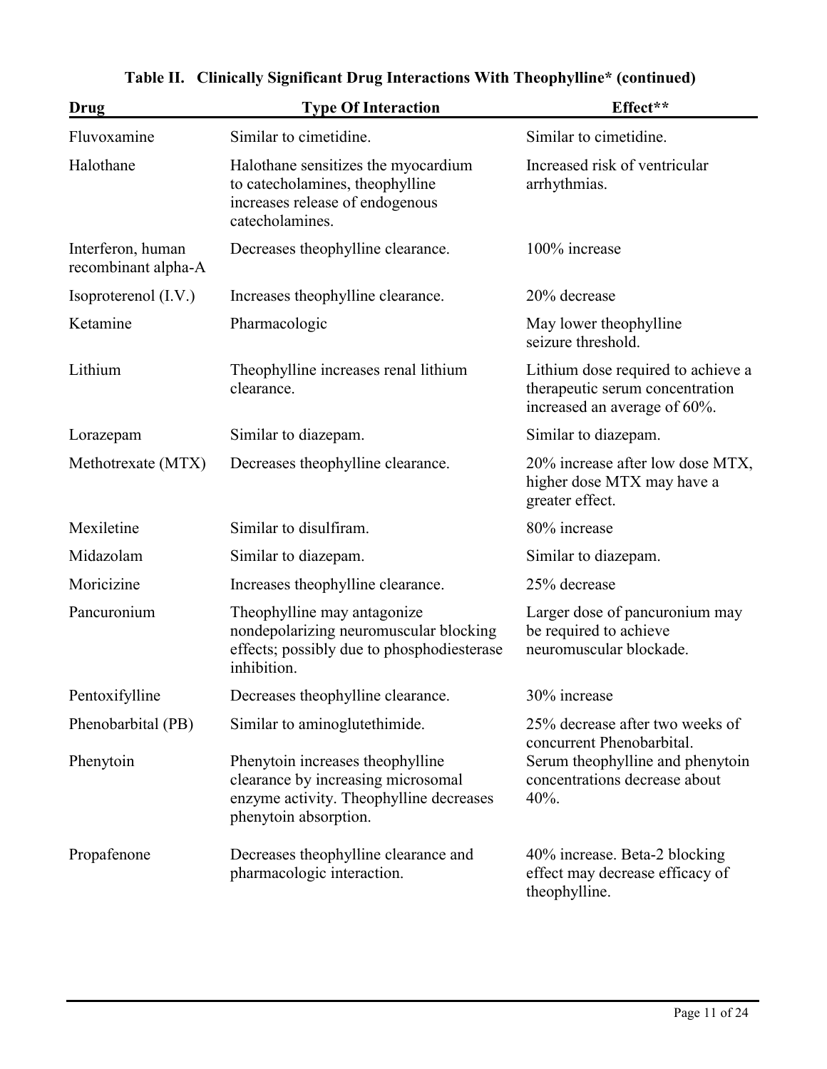## Table II. Clinically Significant Drug Interactions With Theophylline* (continued)

| Drug | Type Of Interaction | Effect** |
|---|---|---|
| Fluvoxamine | Similar to cimetidine. | Similar to cimetidine. |
| Halothane | Halothane sensitizes the myocardium to catecholamines, theophylline increases release of endogenous catecholamines. | Increased risk of ventricular arrhythmias. |
| Interferon, human recombinant alpha-A | Decreases theophylline clearance. | 100% increase |
| Isoproterenol (I.V.) | Increases theophylline clearance. | 20% decrease |
| Ketamine | Pharmacologic | May lower theophylline seizure threshold. |
| Lithium | Theophylline increases renal lithium clearance. | Lithium dose required to achieve a therapeutic serum concentration increased an average of 60%. |
| Lorazepam | Similar to diazepam. | Similar to diazepam. |
| Methotrexate (MTX) | Decreases theophylline clearance. | 20% increase after low dose MTX, higher dose MTX may have a greater effect. |
| Mexiletine | Similar to disulfiram. | 80% increase |
| Midazolam | Similar to diazepam. | Similar to diazepam. |
| Moricizine | Increases theophylline clearance. | 25% decrease |
| Pancuronium | Theophylline may antagonize nondepolarizing neuromuscular blocking effects; possibly due to phosphodiesterase inhibition. | Larger dose of pancuronium may be required to achieve neuromuscular blockade. |
| Pentoxifylline | Decreases theophylline clearance. | 30% increase |
| Phenobarbital (PB) | Similar to aminoglutethimide. | 25% decrease after two weeks of concurrent Phenobarbital. |
| Phenytoin | Phenytoin increases theophylline clearance by increasing microsomal enzyme activity. Theophylline decreases phenytoin absorption. | Serum theophylline and phenytoin concentrations decrease about 40%. |
| Propafenone | Decreases theophylline clearance and pharmacologic interaction. | 40% increase. Beta-2 blocking effect may decrease efficacy of theophylline. |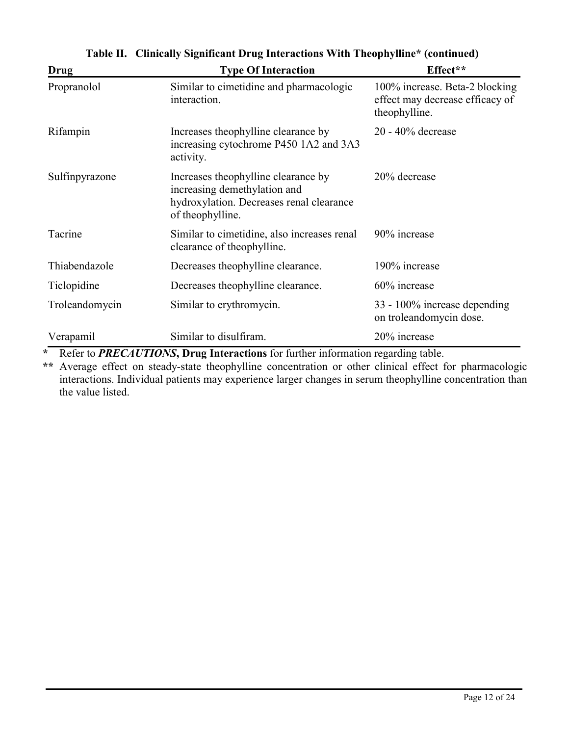**Table II. Clinically Significant Drug Interactions With Theophylline* (continued)**

| Drug | Type Of Interaction | Effect** |
|---|---|---|
| Propranolol | Similar to cimetidine and pharmacologic interaction. | 100% increase. Beta-2 blocking effect may decrease efficacy of theophylline. |
| Rifampin | Increases theophylline clearance by increasing cytochrome P450 1A2 and 3A3 activity. | 20 - 40% decrease |
| Sulfinpyrazone | Increases theophylline clearance by increasing demethylation and hydroxylation. Decreases renal clearance of theophylline. | 20% decrease |
| Tacrine | Similar to cimetidine, also increases renal clearance of theophylline. | 90% increase |
| Thiabendazole | Decreases theophylline clearance. | 190% increase |
| Ticlopidine | Decreases theophylline clearance. | 60% increase |
| Troleandomycin | Similar to erythromycin. | 33 - 100% increase depending on troleandomycin dose. |
| Verapamil | Similar to disulfiram. | 20% increase |

\* Refer to ***PRECAUTIONS*, Drug Interactions** for further information regarding table.

** Average effect on steady-state theophylline concentration or other clinical effect for pharmacologic interactions. Individual patients may experience larger changes in serum theophylline concentration than the value listed.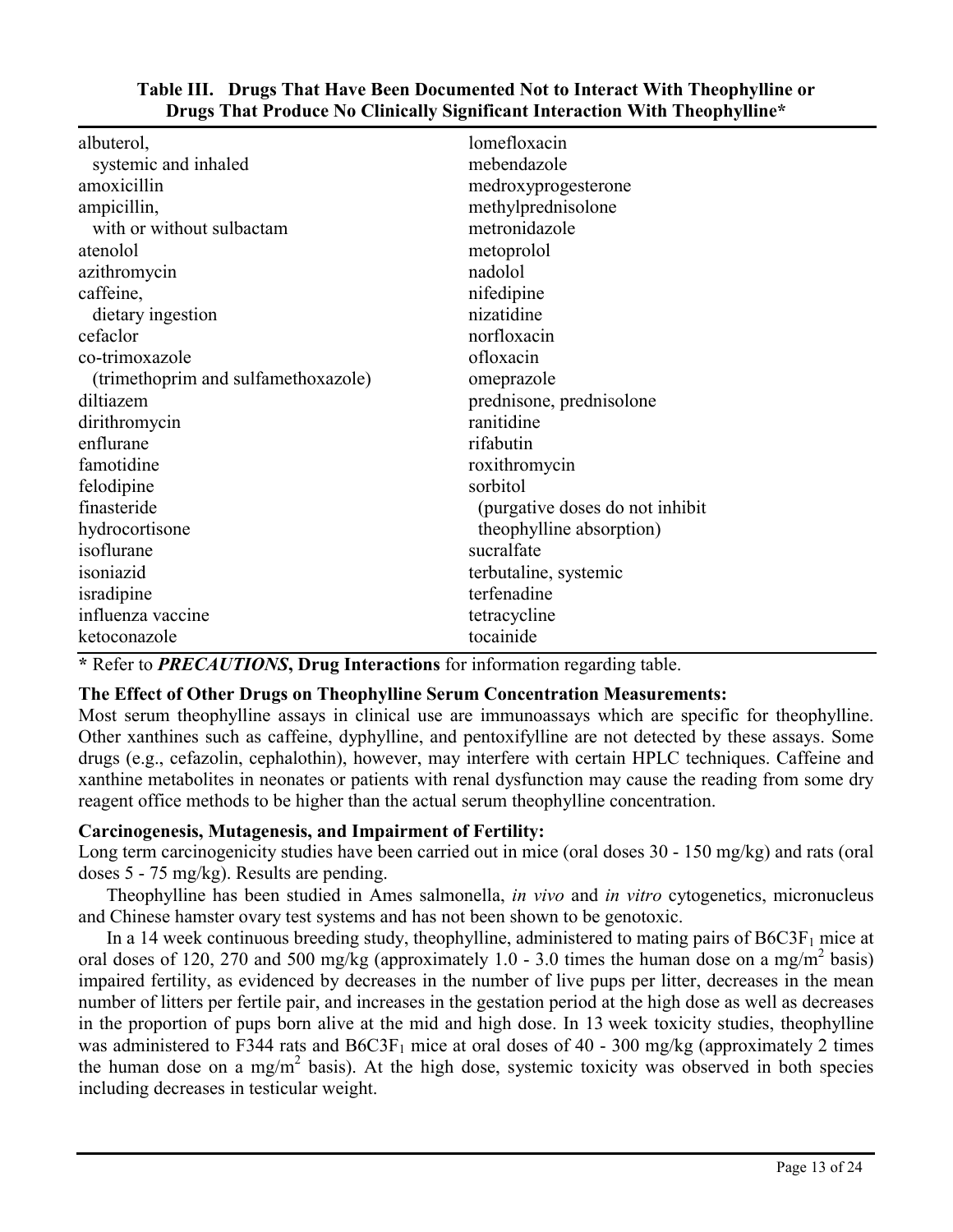**Table III. Drugs That Have Been Documented Not to Interact With Theophylline or Drugs That Produce No Clinically Significant Interaction With Theophylline***

| | |
|---|---|
| albuterol, systemic and inhaled | lomefloxacin |
| amoxicillin | mebendazole |
| ampicillin, with or without sulbactam | medroxyprogesterone |
| atenolol | methylprednisolone |
| azithromycin | metronidazole |
| caffeine, dietary ingestion | metoprolol |
| cefaclor | nadolol |
| co-trimoxazole (trimethoprim and sulfamethoxazole) | nifedipine |
| diltiazem | nizatidine |
| dirithromycin | norfloxacin |
| enflurane | ofloxacin |
| famotidine | omeprazole |
| felodipine | prednisone, prednisolone |
| finasteride | ranitidine |
| hydrocortisone | rifabutin |
| isoflurane | roxithromycin |
| isoniazid | sorbitol (purgative doses do not inhibit theophylline absorption) |
| isradipine | sucralfate |
| influenza vaccine | terbutaline, systemic |
| ketoconazole | terfenadine |
| | tetracycline |
| | tocainide |

\* Refer to ***PRECAUTIONS*, Drug Interactions** for information regarding table.

**The Effect of Other Drugs on Theophylline Serum Concentration Measurements:**

Most serum theophylline assays in clinical use are immunoassays which are specific for theophylline. Other xanthines such as caffeine, dyphylline, and pentoxifylline are not detected by these assays. Some drugs (e.g., cefazolin, cephalothin), however, may interfere with certain HPLC techniques. Caffeine and xanthine metabolites in neonates or patients with renal dysfunction may cause the reading from some dry reagent office methods to be higher than the actual serum theophylline concentration.

**Carcinogenesis, Mutagenesis, and Impairment of Fertility:**

Long term carcinogenicity studies have been carried out in mice (oral doses 30 - 150 mg/kg) and rats (oral doses 5 - 75 mg/kg). Results are pending.

Theophylline has been studied in Ames salmonella, *in vivo* and *in vitro* cytogenetics, micronucleus and Chinese hamster ovary test systems and has not been shown to be genotoxic.

In a 14 week continuous breeding study, theophylline, administered to mating pairs of $B6C3F_1$ mice at oral doses of 120, 270 and 500 mg/kg (approximately 1.0 - 3.0 times the human dose on a $mg/m^2$ basis) impaired fertility, as evidenced by decreases in the number of live pups per litter, decreases in the mean number of litters per fertile pair, and increases in the gestation period at the high dose as well as decreases in the proportion of pups born alive at the mid and high dose. In 13 week toxicity studies, theophylline was administered to F344 rats and $B6C3F_1$ mice at oral doses of 40 - 300 mg/kg (approximately 2 times the human dose on a $mg/m^2$ basis). At the high dose, systemic toxicity was observed in both species including decreases in testicular weight.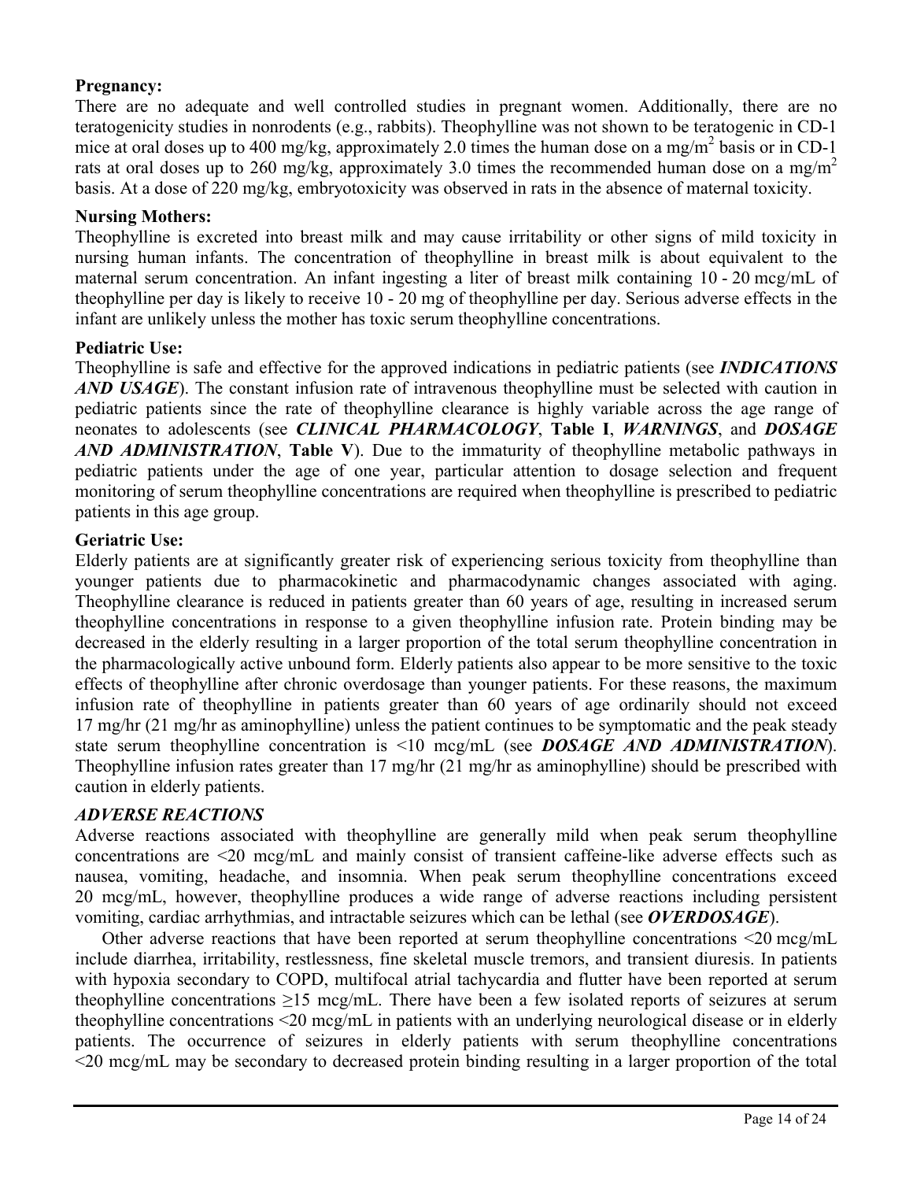**Pregnancy:**
There are no adequate and well controlled studies in pregnant women. Additionally, there are no teratogenicity studies in nonrodents (e.g., rabbits). Theophylline was not shown to be teratogenic in CD-1 mice at oral doses up to 400 mg/kg, approximately 2.0 times the human dose on a mg/$m^2$ basis or in CD-1 rats at oral doses up to 260 mg/kg, approximately 3.0 times the recommended human dose on a mg/$m^2$ basis. At a dose of 220 mg/kg, embryotoxicity was observed in rats in the absence of maternal toxicity.

**Nursing Mothers:**
Theophylline is excreted into breast milk and may cause irritability or other signs of mild toxicity in nursing human infants. The concentration of theophylline in breast milk is about equivalent to the maternal serum concentration. An infant ingesting a liter of breast milk containing 10 - 20 mcg/mL of theophylline per day is likely to receive 10 - 20 mg of theophylline per day. Serious adverse effects in the infant are unlikely unless the mother has toxic serum theophylline concentrations.

**Pediatric Use:**
Theophylline is safe and effective for the approved indications in pediatric patients (see ***INDICATIONS AND USAGE***). The constant infusion rate of intravenous theophylline must be selected with caution in pediatric patients since the rate of theophylline clearance is highly variable across the age range of neonates to adolescents (see ***CLINICAL PHARMACOLOGY***, **Table I**, ***WARNINGS***, and ***DOSAGE AND ADMINISTRATION***, **Table V**). Due to the immaturity of theophylline metabolic pathways in pediatric patients under the age of one year, particular attention to dosage selection and frequent monitoring of serum theophylline concentrations are required when theophylline is prescribed to pediatric patients in this age group.

**Geriatric Use:**
Elderly patients are at significantly greater risk of experiencing serious toxicity from theophylline than younger patients due to pharmacokinetic and pharmacodynamic changes associated with aging. Theophylline clearance is reduced in patients greater than 60 years of age, resulting in increased serum theophylline concentrations in response to a given theophylline infusion rate. Protein binding may be decreased in the elderly resulting in a larger proportion of the total serum theophylline concentration in the pharmacologically active unbound form. Elderly patients also appear to be more sensitive to the toxic effects of theophylline after chronic overdosage than younger patients. For these reasons, the maximum infusion rate of theophylline in patients greater than 60 years of age ordinarily should not exceed 17 mg/hr (21 mg/hr as aminophylline) unless the patient continues to be symptomatic and the peak steady state serum theophylline concentration is <10 mcg/mL (see ***DOSAGE AND ADMINISTRATION***). Theophylline infusion rates greater than 17 mg/hr (21 mg/hr as aminophylline) should be prescribed with caution in elderly patients.

## *ADVERSE REACTIONS*

Adverse reactions associated with theophylline are generally mild when peak serum theophylline concentrations are <20 mcg/mL and mainly consist of transient caffeine-like adverse effects such as nausea, vomiting, headache, and insomnia. When peak serum theophylline concentrations exceed 20 mcg/mL, however, theophylline produces a wide range of adverse reactions including persistent vomiting, cardiac arrhythmias, and intractable seizures which can be lethal (see ***OVERDOSAGE***).

Other adverse reactions that have been reported at serum theophylline concentrations <20 mcg/mL include diarrhea, irritability, restlessness, fine skeletal muscle tremors, and transient diuresis. In patients with hypoxia secondary to COPD, multifocal atrial tachycardia and flutter have been reported at serum theophylline concentrations ≥15 mcg/mL. There have been a few isolated reports of seizures at serum theophylline concentrations <20 mcg/mL in patients with an underlying neurological disease or in elderly patients. The occurrence of seizures in elderly patients with serum theophylline concentrations <20 mcg/mL may be secondary to decreased protein binding resulting in a larger proportion of the total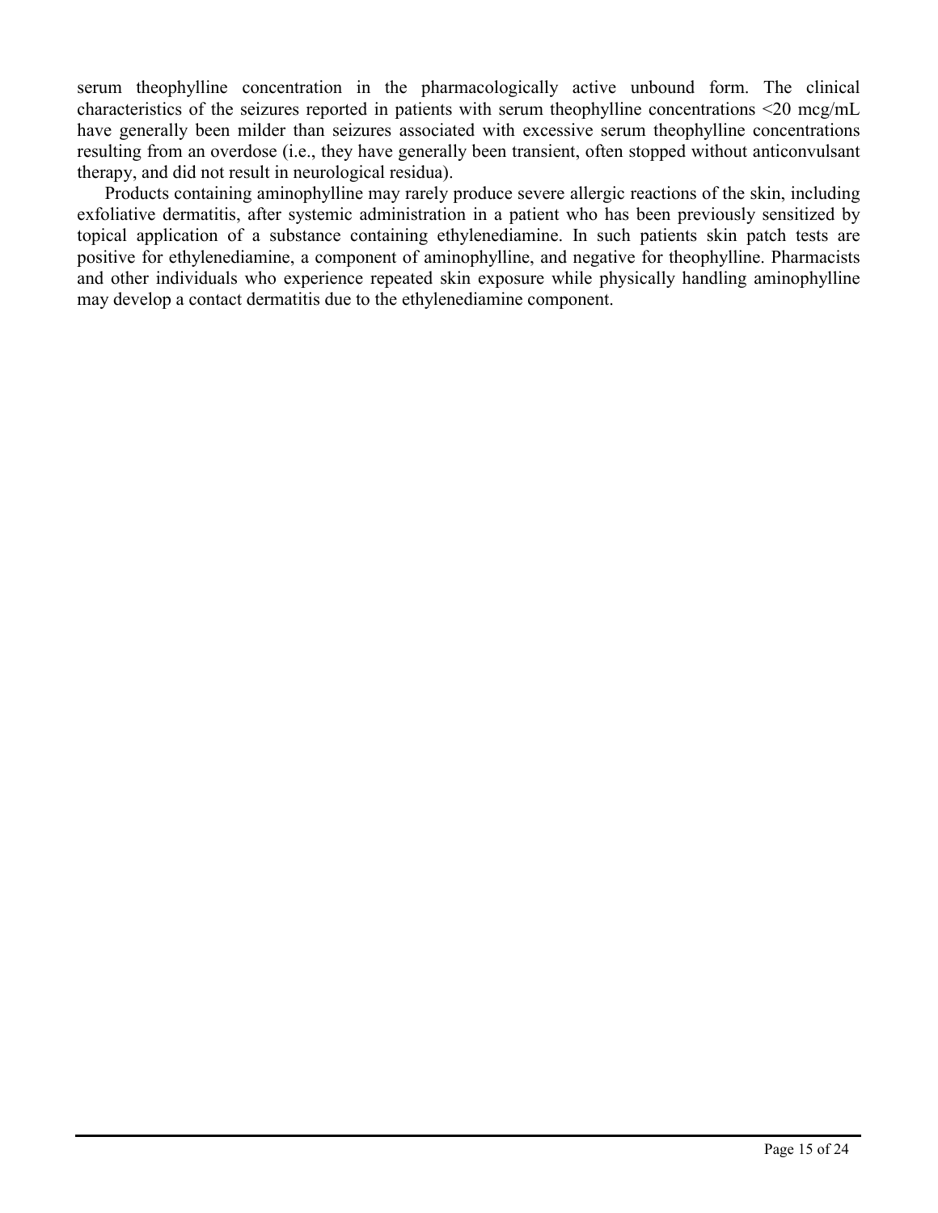serum theophylline concentration in the pharmacologically active unbound form. The clinical characteristics of the seizures reported in patients with serum theophylline concentrations <20 mcg/mL have generally been milder than seizures associated with excessive serum theophylline concentrations resulting from an overdose (i.e., they have generally been transient, often stopped without anticonvulsant therapy, and did not result in neurological residua).

Products containing aminophylline may rarely produce severe allergic reactions of the skin, including exfoliative dermatitis, after systemic administration in a patient who has been previously sensitized by topical application of a substance containing ethylenediamine. In such patients skin patch tests are positive for ethylenediamine, a component of aminophylline, and negative for theophylline. Pharmacists and other individuals who experience repeated skin exposure while physically handling aminophylline may develop a contact dermatitis due to the ethylenediamine component.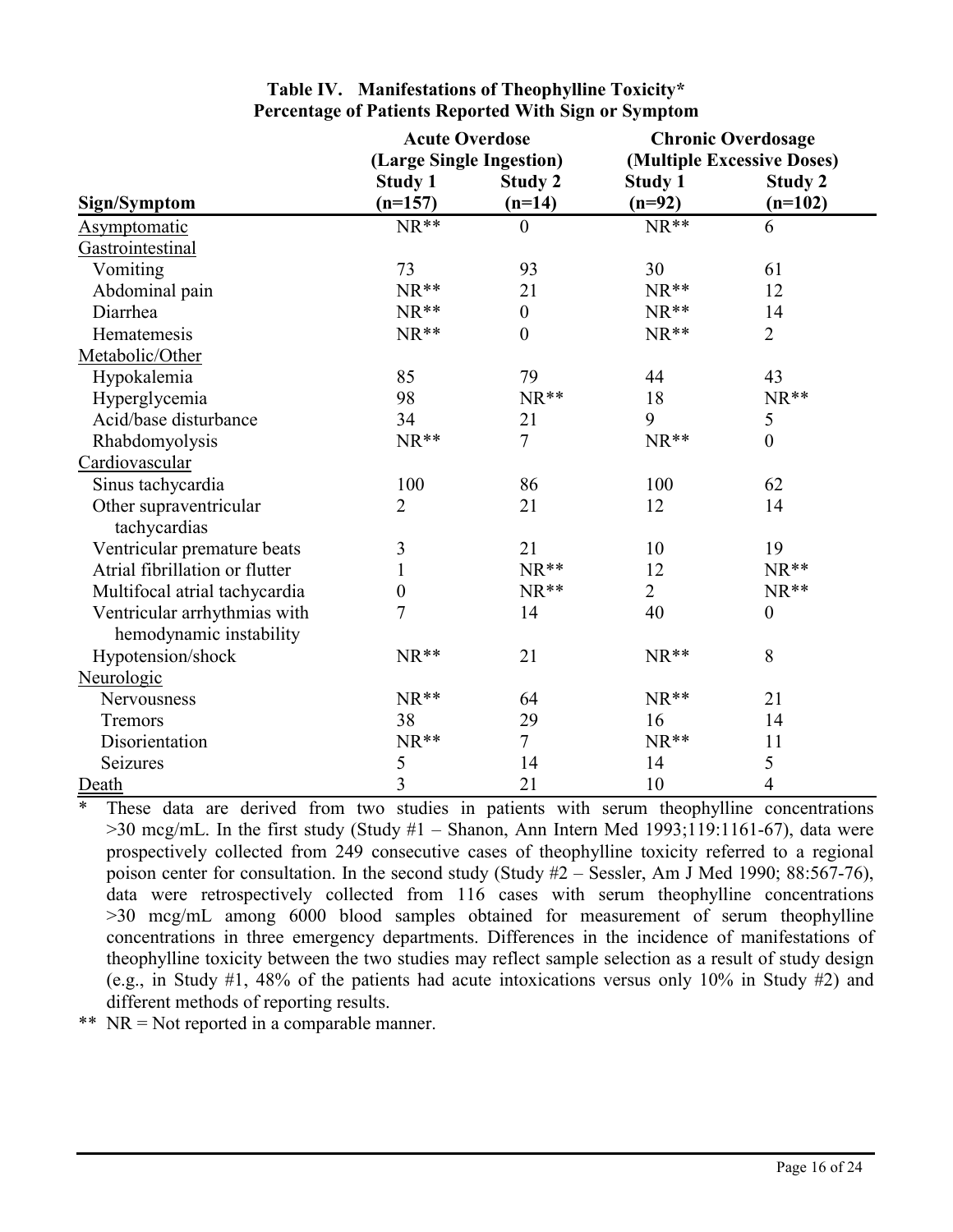**Table IV. Manifestations of Theophylline Toxicity***
**Percentage of Patients Reported With Sign or Symptom**

| | Acute Overdose (Large Single Ingestion) | | Chronic Overdosage (Multiple Excessive Doses) | |
|---|---|---|---|---|
| **Sign/Symptom** | **Study 1 (n=157)** | **Study 2 (n=14)** | **Study 1 (n=92)** | **Study 2 (n=102)** |
| Asymptomatic | NR** | 0 | NR** | 6 |
| Gastrointestinal | | | | |
| Vomiting | 73 | 93 | 30 | 61 |
| Abdominal pain | NR** | 21 | NR** | 12 |
| Diarrhea | NR** | 0 | NR** | 14 |
| Hematemesis | NR** | 0 | NR** | 2 |
| Metabolic/Other | | | | |
| Hypokalemia | 85 | 79 | 44 | 43 |
| Hyperglycemia | 98 | NR** | 18 | NR** |
| Acid/base disturbance | 34 | 21 | 9 | 5 |
| Rhabdomyolysis | NR** | 7 | NR** | 0 |
| Cardiovascular | | | | |
| Sinus tachycardia | 100 | 86 | 100 | 62 |
| Other supraventricular tachycardias | 2 | 21 | 12 | 14 |
| Ventricular premature beats | 3 | 21 | 10 | 19 |
| Atrial fibrillation or flutter | 1 | NR** | 12 | NR** |
| Multifocal atrial tachycardia | 0 | NR** | 2 | NR** |
| Ventricular arrhythmias with hemodynamic instability | 7 | 14 | 40 | 0 |
| Hypotension/shock | NR** | 21 | NR** | 8 |
| Neurologic | | | | |
| Nervousness | NR** | 64 | NR** | 21 |
| Tremors | 38 | 29 | 16 | 14 |
| Disorientation | NR** | 7 | NR** | 11 |
| Seizures | 5 | 14 | 14 | 5 |
| Death | 3 | 21 | 10 | 4 |

\* These data are derived from two studies in patients with serum theophylline concentrations >30 mcg/mL. In the first study (Study #1 – Shanon, Ann Intern Med 1993;119:1161-67), data were prospectively collected from 249 consecutive cases of theophylline toxicity referred to a regional poison center for consultation. In the second study (Study #2 – Sessler, Am J Med 1990; 88:567-76), data were retrospectively collected from 116 cases with serum theophylline concentrations >30 mcg/mL among 6000 blood samples obtained for measurement of serum theophylline concentrations in three emergency departments. Differences in the incidence of manifestations of theophylline toxicity between the two studies may reflect sample selection as a result of study design (e.g., in Study #1, 48% of the patients had acute intoxications versus only 10% in Study #2) and different methods of reporting results.

\** NR = Not reported in a comparable manner.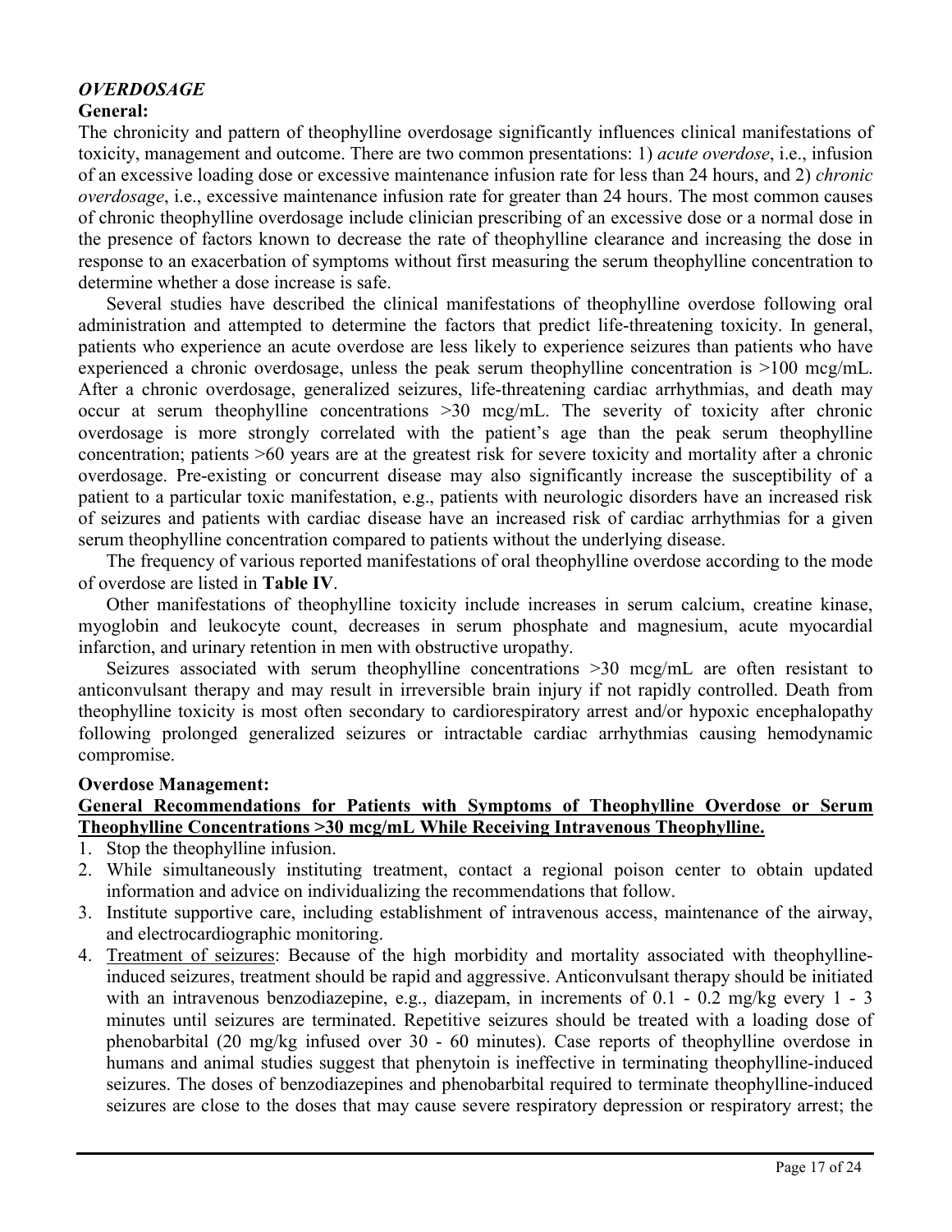### *OVERDOSAGE*

**General:**

The chronicity and pattern of theophylline overdosage significantly influences clinical manifestations of toxicity, management and outcome. There are two common presentations: 1) *acute overdose*, i.e., infusion of an excessive loading dose or excessive maintenance infusion rate for less than 24 hours, and 2) *chronic overdosage*, i.e., excessive maintenance infusion rate for greater than 24 hours. The most common causes of chronic theophylline overdosage include clinician prescribing of an excessive dose or a normal dose in the presence of factors known to decrease the rate of theophylline clearance and increasing the dose in response to an exacerbation of symptoms without first measuring the serum theophylline concentration to determine whether a dose increase is safe.

Several studies have described the clinical manifestations of theophylline overdose following oral administration and attempted to determine the factors that predict life-threatening toxicity. In general, patients who experience an acute overdose are less likely to experience seizures than patients who have experienced a chronic overdosage, unless the peak serum theophylline concentration is >100 mcg/mL. After a chronic overdosage, generalized seizures, life-threatening cardiac arrhythmias, and death may occur at serum theophylline concentrations >30 mcg/mL. The severity of toxicity after chronic overdosage is more strongly correlated with the patient's age than the peak serum theophylline concentration; patients >60 years are at the greatest risk for severe toxicity and mortality after a chronic overdosage. Pre-existing or concurrent disease may also significantly increase the susceptibility of a patient to a particular toxic manifestation, e.g., patients with neurologic disorders have an increased risk of seizures and patients with cardiac disease have an increased risk of cardiac arrhythmias for a given serum theophylline concentration compared to patients without the underlying disease.

The frequency of various reported manifestations of oral theophylline overdose according to the mode of overdose are listed in **Table IV**.

Other manifestations of theophylline toxicity include increases in serum calcium, creatine kinase, myoglobin and leukocyte count, decreases in serum phosphate and magnesium, acute myocardial infarction, and urinary retention in men with obstructive uropathy.

Seizures associated with serum theophylline concentrations >30 mcg/mL are often resistant to anticonvulsant therapy and may result in irreversible brain injury if not rapidly controlled. Death from theophylline toxicity is most often secondary to cardiorespiratory arrest and/or hypoxic encephalopathy following prolonged generalized seizures or intractable cardiac arrhythmias causing hemodynamic compromise.

**Overdose Management:**

**General Recommendations for Patients with Symptoms of Theophylline Overdose or Serum Theophylline Concentrations >30 mcg/mL While Receiving Intravenous Theophylline.**

1. Stop the theophylline infusion.
2. While simultaneously instituting treatment, contact a regional poison center to obtain updated information and advice on individualizing the recommendations that follow.
3. Institute supportive care, including establishment of intravenous access, maintenance of the airway, and electrocardiographic monitoring.
4. Treatment of seizures: Because of the high morbidity and mortality associated with theophylline-induced seizures, treatment should be rapid and aggressive. Anticonvulsant therapy should be initiated with an intravenous benzodiazepine, e.g., diazepam, in increments of 0.1 - 0.2 mg/kg every 1 - 3 minutes until seizures are terminated. Repetitive seizures should be treated with a loading dose of phenobarbital (20 mg/kg infused over 30 - 60 minutes). Case reports of theophylline overdose in humans and animal studies suggest that phenytoin is ineffective in terminating theophylline-induced seizures. The doses of benzodiazepines and phenobarbital required to terminate theophylline-induced seizures are close to the doses that may cause severe respiratory depression or respiratory arrest; the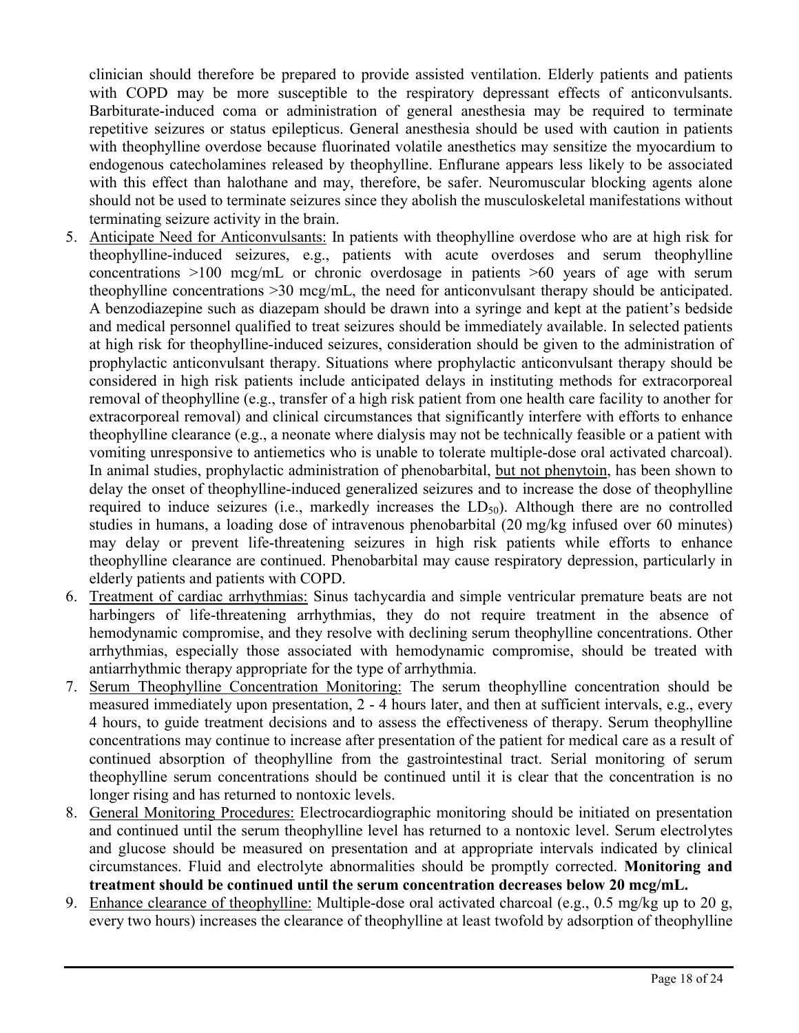clinician should therefore be prepared to provide assisted ventilation. Elderly patients and patients with COPD may be more susceptible to the respiratory depressant effects of anticonvulsants. Barbiturate-induced coma or administration of general anesthesia may be required to terminate repetitive seizures or status epilepticus. General anesthesia should be used with caution in patients with theophylline overdose because fluorinated volatile anesthetics may sensitize the myocardium to endogenous catecholamines released by theophylline. Enflurane appears less likely to be associated with this effect than halothane and may, therefore, be safer. Neuromuscular blocking agents alone should not be used to terminate seizures since they abolish the musculoskeletal manifestations without terminating seizure activity in the brain.

5. Anticipate Need for Anticonvulsants: In patients with theophylline overdose who are at high risk for theophylline-induced seizures, e.g., patients with acute overdoses and serum theophylline concentrations >100 mcg/mL or chronic overdosage in patients >60 years of age with serum theophylline concentrations >30 mcg/mL, the need for anticonvulsant therapy should be anticipated. A benzodiazepine such as diazepam should be drawn into a syringe and kept at the patient's bedside and medical personnel qualified to treat seizures should be immediately available. In selected patients at high risk for theophylline-induced seizures, consideration should be given to the administration of prophylactic anticonvulsant therapy. Situations where prophylactic anticonvulsant therapy should be considered in high risk patients include anticipated delays in instituting methods for extracorporeal removal of theophylline (e.g., transfer of a high risk patient from one health care facility to another for extracorporeal removal) and clinical circumstances that significantly interfere with efforts to enhance theophylline clearance (e.g., a neonate where dialysis may not be technically feasible or a patient with vomiting unresponsive to antiemetics who is unable to tolerate multiple-dose oral activated charcoal). In animal studies, prophylactic administration of phenobarbital, but not phenytoin, has been shown to delay the onset of theophylline-induced generalized seizures and to increase the dose of theophylline required to induce seizures (i.e., markedly increases the $LD_{50}$). Although there are no controlled studies in humans, a loading dose of intravenous phenobarbital (20 mg/kg infused over 60 minutes) may delay or prevent life-threatening seizures in high risk patients while efforts to enhance theophylline clearance are continued. Phenobarbital may cause respiratory depression, particularly in elderly patients and patients with COPD.
6. Treatment of cardiac arrhythmias: Sinus tachycardia and simple ventricular premature beats are not harbingers of life-threatening arrhythmias, they do not require treatment in the absence of hemodynamic compromise, and they resolve with declining serum theophylline concentrations. Other arrhythmias, especially those associated with hemodynamic compromise, should be treated with antiarrhythmic therapy appropriate for the type of arrhythmia.
7. Serum Theophylline Concentration Monitoring: The serum theophylline concentration should be measured immediately upon presentation, 2 - 4 hours later, and then at sufficient intervals, e.g., every 4 hours, to guide treatment decisions and to assess the effectiveness of therapy. Serum theophylline concentrations may continue to increase after presentation of the patient for medical care as a result of continued absorption of theophylline from the gastrointestinal tract. Serial monitoring of serum theophylline serum concentrations should be continued until it is clear that the concentration is no longer rising and has returned to nontoxic levels.
8. General Monitoring Procedures: Electrocardiographic monitoring should be initiated on presentation and continued until the serum theophylline level has returned to a nontoxic level. Serum electrolytes and glucose should be measured on presentation and at appropriate intervals indicated by clinical circumstances. Fluid and electrolyte abnormalities should be promptly corrected. **Monitoring and treatment should be continued until the serum concentration decreases below 20 mcg/mL.**
9. Enhance clearance of theophylline: Multiple-dose oral activated charcoal (e.g., 0.5 mg/kg up to 20 g, every two hours) increases the clearance of theophylline at least twofold by adsorption of theophylline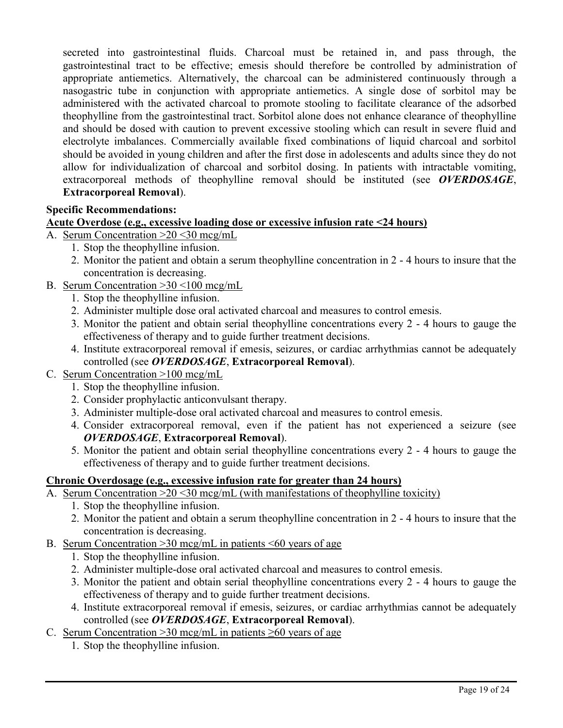secreted into gastrointestinal fluids. Charcoal must be retained in, and pass through, the gastrointestinal tract to be effective; emesis should therefore be controlled by administration of appropriate antiemetics. Alternatively, the charcoal can be administered continuously through a nasogastric tube in conjunction with appropriate antiemetics. A single dose of sorbitol may be administered with the activated charcoal to promote stooling to facilitate clearance of the adsorbed theophylline from the gastrointestinal tract. Sorbitol alone does not enhance clearance of theophylline and should be dosed with caution to prevent excessive stooling which can result in severe fluid and electrolyte imbalances. Commercially available fixed combinations of liquid charcoal and sorbitol should be avoided in young children and after the first dose in adolescents and adults since they do not allow for individualization of charcoal and sorbitol dosing. In patients with intractable vomiting, extracorporeal methods of theophylline removal should be instituted (see ***OVERDOSAGE***, **Extracorporeal Removal**).

**Specific Recommendations:**

**Acute Overdose (e.g., excessive loading dose or excessive infusion rate <24 hours)**

A. Serum Concentration >20 <30 mcg/mL
   1. Stop the theophylline infusion.
   2. Monitor the patient and obtain a serum theophylline concentration in 2 - 4 hours to insure that the concentration is decreasing.

B. Serum Concentration >30 <100 mcg/mL
   1. Stop the theophylline infusion.
   2. Administer multiple dose oral activated charcoal and measures to control emesis.
   3. Monitor the patient and obtain serial theophylline concentrations every 2 - 4 hours to gauge the effectiveness of therapy and to guide further treatment decisions.
   4. Institute extracorporeal removal if emesis, seizures, or cardiac arrhythmias cannot be adequately controlled (see ***OVERDOSAGE***, **Extracorporeal Removal**).

C. Serum Concentration >100 mcg/mL
   1. Stop the theophylline infusion.
   2. Consider prophylactic anticonvulsant therapy.
   3. Administer multiple-dose oral activated charcoal and measures to control emesis.
   4. Consider extracorporeal removal, even if the patient has not experienced a seizure (see ***OVERDOSAGE***, **Extracorporeal Removal**).
   5. Monitor the patient and obtain serial theophylline concentrations every 2 - 4 hours to gauge the effectiveness of therapy and to guide further treatment decisions.

**Chronic Overdosage (e.g., excessive infusion rate for greater than 24 hours)**

A. Serum Concentration >20 <30 mcg/mL (with manifestations of theophylline toxicity)
   1. Stop the theophylline infusion.
   2. Monitor the patient and obtain a serum theophylline concentration in 2 - 4 hours to insure that the concentration is decreasing.

B. Serum Concentration >30 mcg/mL in patients <60 years of age
   1. Stop the theophylline infusion.
   2. Administer multiple-dose oral activated charcoal and measures to control emesis.
   3. Monitor the patient and obtain serial theophylline concentrations every 2 - 4 hours to gauge the effectiveness of therapy and to guide further treatment decisions.
   4. Institute extracorporeal removal if emesis, seizures, or cardiac arrhythmias cannot be adequately controlled (see ***OVERDOSAGE***, **Extracorporeal Removal**).

C. Serum Concentration >30 mcg/mL in patients ≥60 years of age
   1. Stop the theophylline infusion.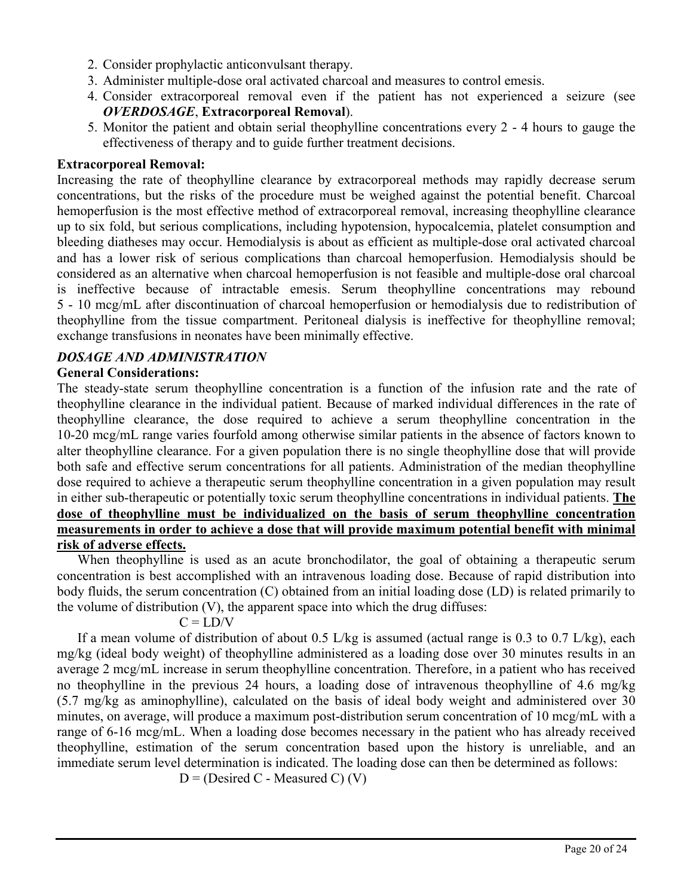2. Consider prophylactic anticonvulsant therapy.
3. Administer multiple-dose oral activated charcoal and measures to control emesis.
4. Consider extracorporeal removal even if the patient has not experienced a seizure (see ***OVERDOSAGE***, **Extracorporeal Removal**).
5. Monitor the patient and obtain serial theophylline concentrations every 2 - 4 hours to gauge the effectiveness of therapy and to guide further treatment decisions.

**Extracorporeal Removal:**

Increasing the rate of theophylline clearance by extracorporeal methods may rapidly decrease serum concentrations, but the risks of the procedure must be weighed against the potential benefit. Charcoal hemoperfusion is the most effective method of extracorporeal removal, increasing theophylline clearance up to six fold, but serious complications, including hypotension, hypocalcemia, platelet consumption and bleeding diatheses may occur. Hemodialysis is about as efficient as multiple-dose oral activated charcoal and has a lower risk of serious complications than charcoal hemoperfusion. Hemodialysis should be considered as an alternative when charcoal hemoperfusion is not feasible and multiple-dose oral charcoal is ineffective because of intractable emesis. Serum theophylline concentrations may rebound 5 - 10 mcg/mL after discontinuation of charcoal hemoperfusion or hemodialysis due to redistribution of theophylline from the tissue compartment. Peritoneal dialysis is ineffective for theophylline removal; exchange transfusions in neonates have been minimally effective.

## *DOSAGE AND ADMINISTRATION*

**General Considerations:**

The steady-state serum theophylline concentration is a function of the infusion rate and the rate of theophylline clearance in the individual patient. Because of marked individual differences in the rate of theophylline clearance, the dose required to achieve a serum theophylline concentration in the 10-20 mcg/mL range varies fourfold among otherwise similar patients in the absence of factors known to alter theophylline clearance. For a given population there is no single theophylline dose that will provide both safe and effective serum concentrations for all patients. Administration of the median theophylline dose required to achieve a therapeutic serum theophylline concentration in a given population may result in either sub-therapeutic or potentially toxic serum theophylline concentrations in individual patients. **<u>The dose of theophylline must be individualized on the basis of serum theophylline concentration measurements in order to achieve a dose that will provide maximum potential benefit with minimal risk of adverse effects.</u>**

When theophylline is used as an acute bronchodilator, the goal of obtaining a therapeutic serum concentration is best accomplished with an intravenous loading dose. Because of rapid distribution into body fluids, the serum concentration (C) obtained from an initial loading dose (LD) is related primarily to the volume of distribution (V), the apparent space into which the drug diffuses:

$$C = LD/V$$

If a mean volume of distribution of about 0.5 L/kg is assumed (actual range is 0.3 to 0.7 L/kg), each mg/kg (ideal body weight) of theophylline administered as a loading dose over 30 minutes results in an average 2 mcg/mL increase in serum theophylline concentration. Therefore, in a patient who has received no theophylline in the previous 24 hours, a loading dose of intravenous theophylline of 4.6 mg/kg (5.7 mg/kg as aminophylline), calculated on the basis of ideal body weight and administered over 30 minutes, on average, will produce a maximum post-distribution serum concentration of 10 mcg/mL with a range of 6-16 mcg/mL. When a loading dose becomes necessary in the patient who has already received theophylline, estimation of the serum concentration based upon the history is unreliable, and an immediate serum level determination is indicated. The loading dose can then be determined as follows:

$$D = (\text{Desired C} - \text{Measured C})\,(V)$$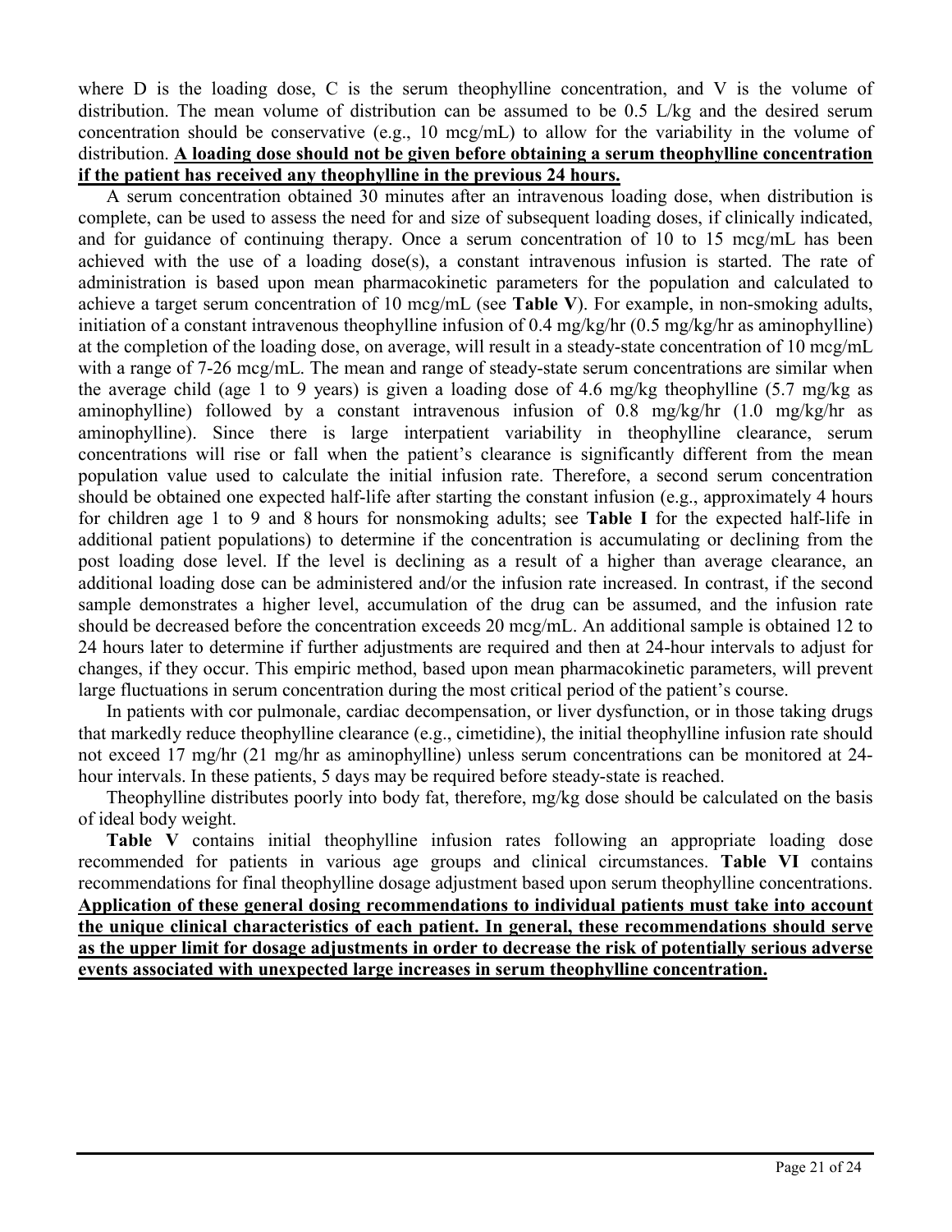where D is the loading dose, C is the serum theophylline concentration, and V is the volume of distribution. The mean volume of distribution can be assumed to be 0.5 L/kg and the desired serum concentration should be conservative (e.g., 10 mcg/mL) to allow for the variability in the volume of distribution. **A loading dose should not be given before obtaining a serum theophylline concentration if the patient has received any theophylline in the previous 24 hours.**

A serum concentration obtained 30 minutes after an intravenous loading dose, when distribution is complete, can be used to assess the need for and size of subsequent loading doses, if clinically indicated, and for guidance of continuing therapy. Once a serum concentration of 10 to 15 mcg/mL has been achieved with the use of a loading dose(s), a constant intravenous infusion is started. The rate of administration is based upon mean pharmacokinetic parameters for the population and calculated to achieve a target serum concentration of 10 mcg/mL (see **Table V**). For example, in non-smoking adults, initiation of a constant intravenous theophylline infusion of 0.4 mg/kg/hr (0.5 mg/kg/hr as aminophylline) at the completion of the loading dose, on average, will result in a steady-state concentration of 10 mcg/mL with a range of 7-26 mcg/mL. The mean and range of steady-state serum concentrations are similar when the average child (age 1 to 9 years) is given a loading dose of 4.6 mg/kg theophylline (5.7 mg/kg as aminophylline) followed by a constant intravenous infusion of 0.8 mg/kg/hr (1.0 mg/kg/hr as aminophylline). Since there is large interpatient variability in theophylline clearance, serum concentrations will rise or fall when the patient's clearance is significantly different from the mean population value used to calculate the initial infusion rate. Therefore, a second serum concentration should be obtained one expected half-life after starting the constant infusion (e.g., approximately 4 hours for children age 1 to 9 and 8 hours for nonsmoking adults; see **Table I** for the expected half-life in additional patient populations) to determine if the concentration is accumulating or declining from the post loading dose level. If the level is declining as a result of a higher than average clearance, an additional loading dose can be administered and/or the infusion rate increased. In contrast, if the second sample demonstrates a higher level, accumulation of the drug can be assumed, and the infusion rate should be decreased before the concentration exceeds 20 mcg/mL. An additional sample is obtained 12 to 24 hours later to determine if further adjustments are required and then at 24-hour intervals to adjust for changes, if they occur. This empiric method, based upon mean pharmacokinetic parameters, will prevent large fluctuations in serum concentration during the most critical period of the patient's course.

In patients with cor pulmonale, cardiac decompensation, or liver dysfunction, or in those taking drugs that markedly reduce theophylline clearance (e.g., cimetidine), the initial theophylline infusion rate should not exceed 17 mg/hr (21 mg/hr as aminophylline) unless serum concentrations can be monitored at 24-hour intervals. In these patients, 5 days may be required before steady-state is reached.

Theophylline distributes poorly into body fat, therefore, mg/kg dose should be calculated on the basis of ideal body weight.

**Table V** contains initial theophylline infusion rates following an appropriate loading dose recommended for patients in various age groups and clinical circumstances. **Table VI** contains recommendations for final theophylline dosage adjustment based upon serum theophylline concentrations. **Application of these general dosing recommendations to individual patients must take into account the unique clinical characteristics of each patient. In general, these recommendations should serve as the upper limit for dosage adjustments in order to decrease the risk of potentially serious adverse events associated with unexpected large increases in serum theophylline concentration.**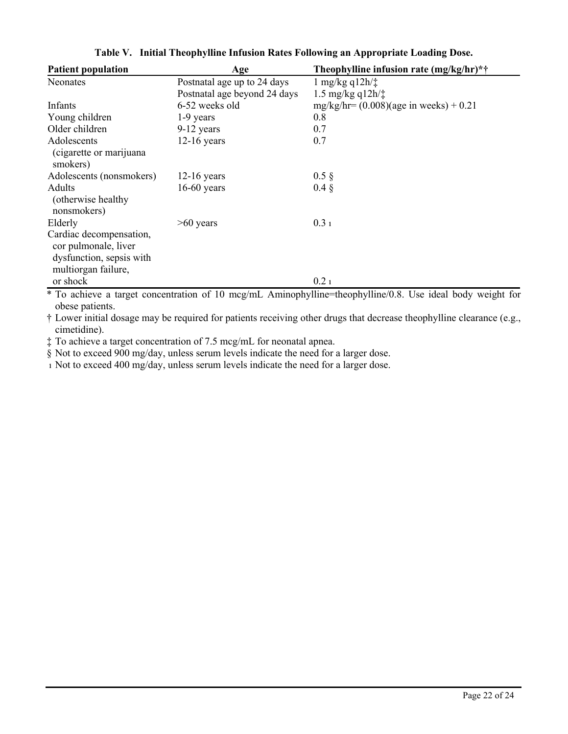**Table V. Initial Theophylline Infusion Rates Following an Appropriate Loading Dose.**

| Patient population | Age | Theophylline infusion rate (mg/kg/hr)*† |
|---|---|---|
| Neonates | Postnatal age up to 24 days | 1 mg/kg q12h/‡ |
| | Postnatal age beyond 24 days | 1.5 mg/kg q12h/‡ |
| Infants | 6-52 weeks old | mg/kg/hr= (0.008)(age in weeks) + 0.21 |
| Young children | 1-9 years | 0.8 |
| Older children | 9-12 years | 0.7 |
| Adolescents (cigarette or marijuana smokers) | 12-16 years | 0.7 |
| Adolescents (nonsmokers) | 12-16 years | 0.5 § |
| Adults (otherwise healthy nonsmokers) | 16-60 years | 0.4 § |
| Elderly | >60 years | 0.3 ı |
| Cardiac decompensation, cor pulmonale, liver dysfunction, sepsis with multiorgan failure, or shock | | 0.2 ı |

\* To achieve a target concentration of 10 mcg/mL Aminophylline=theophylline/0.8. Use ideal body weight for obese patients.

† Lower initial dosage may be required for patients receiving other drugs that decrease theophylline clearance (e.g., cimetidine).

‡ To achieve a target concentration of 7.5 mcg/mL for neonatal apnea.

§ Not to exceed 900 mg/day, unless serum levels indicate the need for a larger dose.

ı Not to exceed 400 mg/day, unless serum levels indicate the need for a larger dose.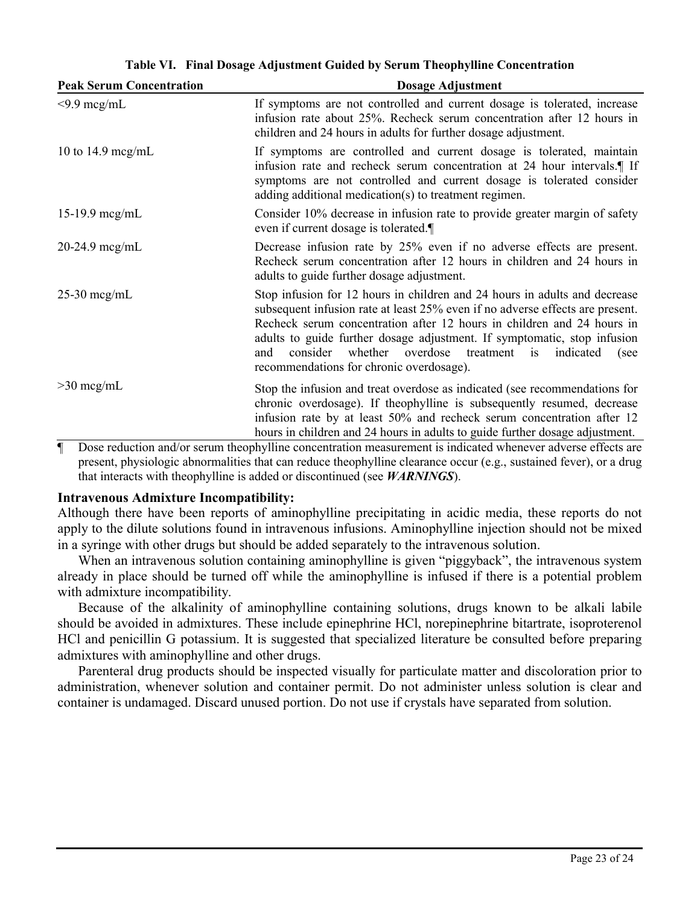**Table VI. Final Dosage Adjustment Guided by Serum Theophylline Concentration**

| Peak Serum Concentration | Dosage Adjustment |
| --- | --- |
| <9.9 mcg/mL | If symptoms are not controlled and current dosage is tolerated, increase infusion rate about 25%. Recheck serum concentration after 12 hours in children and 24 hours in adults for further dosage adjustment. |
| 10 to 14.9 mcg/mL | If symptoms are controlled and current dosage is tolerated, maintain infusion rate and recheck serum concentration at 24 hour intervals.¶ If symptoms are not controlled and current dosage is tolerated consider adding additional medication(s) to treatment regimen. |
| 15-19.9 mcg/mL | Consider 10% decrease in infusion rate to provide greater margin of safety even if current dosage is tolerated.¶ |
| 20-24.9 mcg/mL | Decrease infusion rate by 25% even if no adverse effects are present. Recheck serum concentration after 12 hours in children and 24 hours in adults to guide further dosage adjustment. |
| 25-30 mcg/mL | Stop infusion for 12 hours in children and 24 hours in adults and decrease subsequent infusion rate at least 25% even if no adverse effects are present. Recheck serum concentration after 12 hours in children and 24 hours in adults to guide further dosage adjustment. If symptomatic, stop infusion and consider whether overdose treatment is indicated (see recommendations for chronic overdosage). |
| >30 mcg/mL | Stop the infusion and treat overdose as indicated (see recommendations for chronic overdosage). If theophylline is subsequently resumed, decrease infusion rate by at least 50% and recheck serum concentration after 12 hours in children and 24 hours in adults to guide further dosage adjustment. |

¶ Dose reduction and/or serum theophylline concentration measurement is indicated whenever adverse effects are present, physiologic abnormalities that can reduce theophylline clearance occur (e.g., sustained fever), or a drug that interacts with theophylline is added or discontinued (see ***WARNINGS***).

**Intravenous Admixture Incompatibility:**

Although there have been reports of aminophylline precipitating in acidic media, these reports do not apply to the dilute solutions found in intravenous infusions. Aminophylline injection should not be mixed in a syringe with other drugs but should be added separately to the intravenous solution.

When an intravenous solution containing aminophylline is given "piggyback", the intravenous system already in place should be turned off while the aminophylline is infused if there is a potential problem with admixture incompatibility.

Because of the alkalinity of aminophylline containing solutions, drugs known to be alkali labile should be avoided in admixtures. These include epinephrine HCl, norepinephrine bitartrate, isoproterenol HCl and penicillin G potassium. It is suggested that specialized literature be consulted before preparing admixtures with aminophylline and other drugs.

Parenteral drug products should be inspected visually for particulate matter and discoloration prior to administration, whenever solution and container permit. Do not administer unless solution is clear and container is undamaged. Discard unused portion. Do not use if crystals have separated from solution.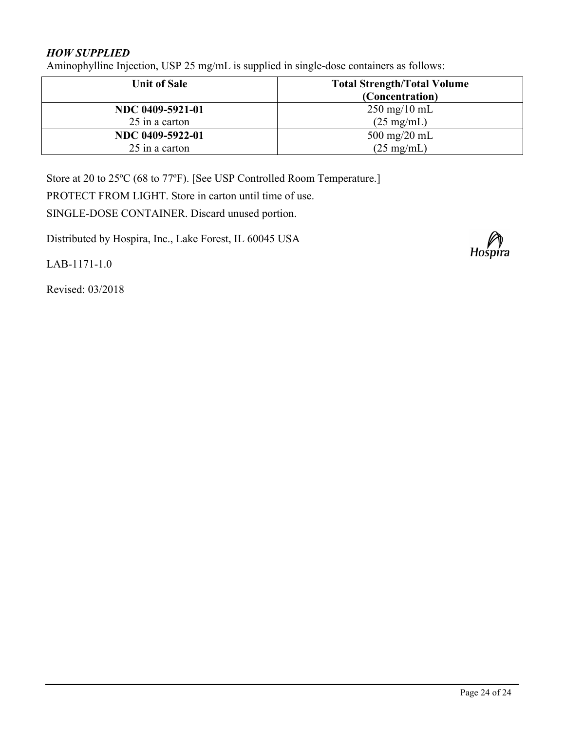***HOW SUPPLIED***

Aminophylline Injection, USP 25 mg/mL is supplied in single-dose containers as follows:

| Unit of Sale | Total Strength/Total Volume (Concentration) |
|---|---|
| **NDC 0409-5921-01**<br>25 in a carton | 250 mg/10 mL<br>(25 mg/mL) |
| **NDC 0409-5922-01**<br>25 in a carton | 500 mg/20 mL<br>(25 mg/mL) |

Store at 20 to 25ºC (68 to 77ºF). [See USP Controlled Room Temperature.]

PROTECT FROM LIGHT. Store in carton until time of use.

SINGLE-DOSE CONTAINER. Discard unused portion.

Distributed by Hospira, Inc., Lake Forest, IL 60045 USA

Hospira

LAB-1171-1.0

Revised: 03/2018